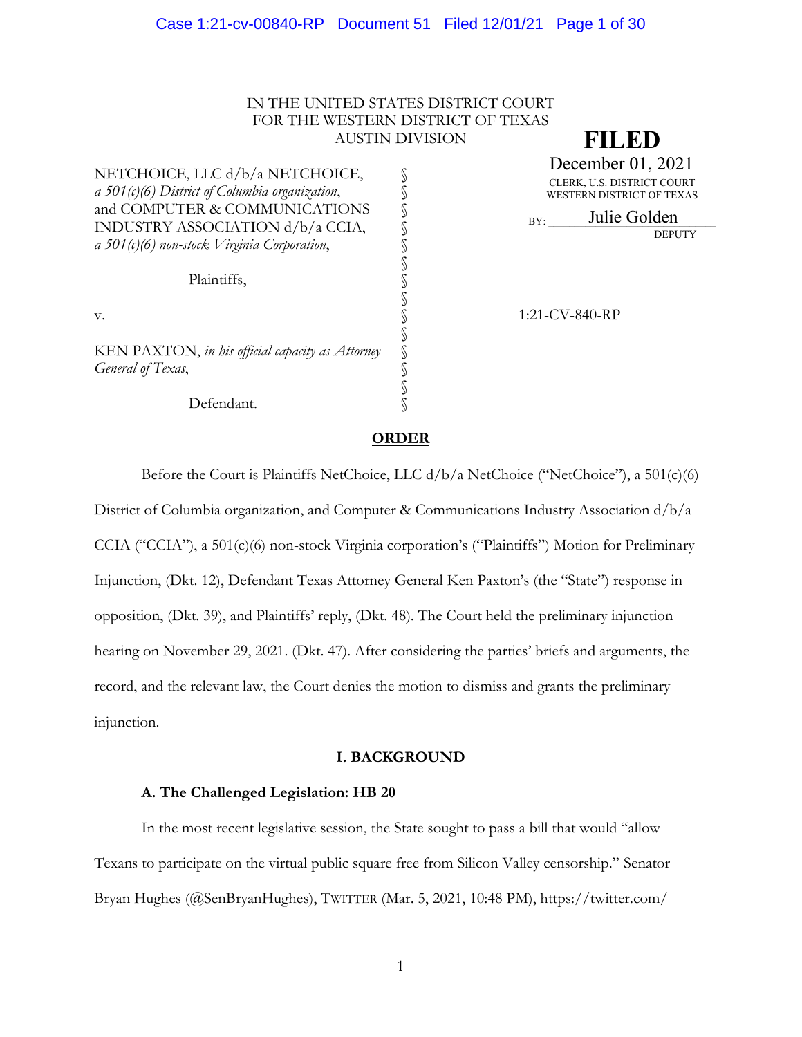IN THE UNITED STATES DISTRICT COURT
FOR THE WESTERN DISTRICT OF TEXAS
AUSTIN DIVISION

**FILED**
December 01, 2021
CLERK, U.S. DISTRICT COURT
WESTERN DISTRICT OF TEXAS
BY: Julie Golden
DEPUTY

NETCHOICE, LLC d/b/a NETCHOICE, *a 501(c)(6) District of Columbia organization*, and COMPUTER & COMMUNICATIONS INDUSTRY ASSOCIATION d/b/a CCIA, *a 501(c)(6) non-stock Virginia Corporation*,

Plaintiffs,

v.

KEN PAXTON, *in his official capacity as Attorney General of Texas*,

Defendant.

1:21-CV-840-RP

**ORDER**

Before the Court is Plaintiffs NetChoice, LLC d/b/a NetChoice ("NetChoice"), a 501(c)(6) District of Columbia organization, and Computer & Communications Industry Association d/b/a CCIA ("CCIA"), a 501(c)(6) non-stock Virginia corporation's ("Plaintiffs") Motion for Preliminary Injunction, (Dkt. 12), Defendant Texas Attorney General Ken Paxton's (the "State") response in opposition, (Dkt. 39), and Plaintiffs' reply, (Dkt. 48). The Court held the preliminary injunction hearing on November 29, 2021. (Dkt. 47). After considering the parties' briefs and arguments, the record, and the relevant law, the Court denies the motion to dismiss and grants the preliminary injunction.

## I. BACKGROUND

### A. The Challenged Legislation: HB 20

In the most recent legislative session, the State sought to pass a bill that would "allow Texans to participate on the virtual public square free from Silicon Valley censorship." Senator Bryan Hughes (@SenBryanHughes), TWITTER (Mar. 5, 2021, 10:48 PM), https://twitter.com/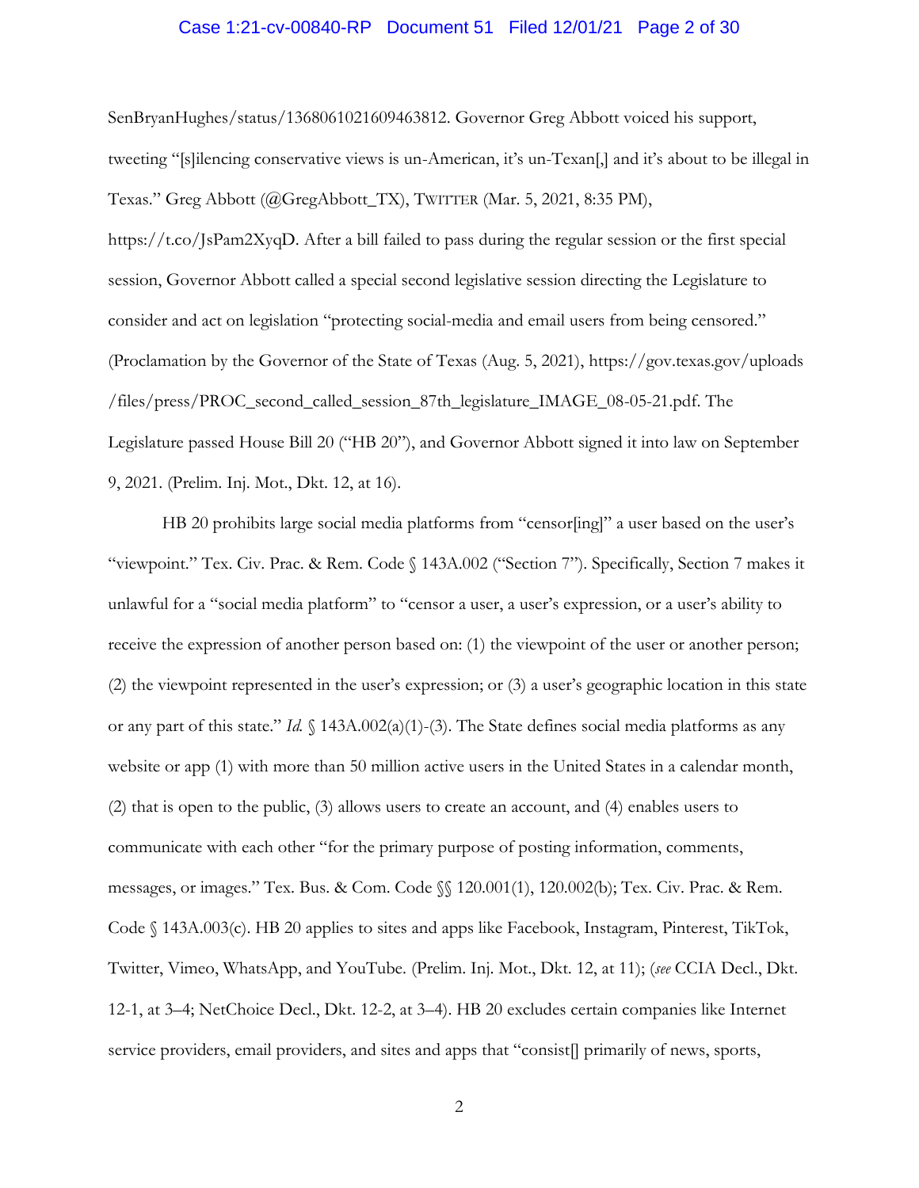SenBryanHughes/status/1368061021609463812. Governor Greg Abbott voiced his support, tweeting "[s]ilencing conservative views is un-American, it's un-Texan[,] and it's about to be illegal in Texas." Greg Abbott (@GregAbbott_TX), TWITTER (Mar. 5, 2021, 8:35 PM), https://t.co/JsPam2XyqD. After a bill failed to pass during the regular session or the first special session, Governor Abbott called a special second legislative session directing the Legislature to consider and act on legislation "protecting social-media and email users from being censored." (Proclamation by the Governor of the State of Texas (Aug. 5, 2021), https://gov.texas.gov/uploads/files/press/PROC_second_called_session_87th_legislature_IMAGE_08-05-21.pdf. The Legislature passed House Bill 20 ("HB 20"), and Governor Abbott signed it into law on September 9, 2021. (Prelim. Inj. Mot., Dkt. 12, at 16).

HB 20 prohibits large social media platforms from "censor[ing]" a user based on the user's "viewpoint." Tex. Civ. Prac. & Rem. Code § 143A.002 ("Section 7"). Specifically, Section 7 makes it unlawful for a "social media platform" to "censor a user, a user's expression, or a user's ability to receive the expression of another person based on: (1) the viewpoint of the user or another person; (2) the viewpoint represented in the user's expression; or (3) a user's geographic location in this state or any part of this state." *Id.* § 143A.002(a)(1)-(3). The State defines social media platforms as any website or app (1) with more than 50 million active users in the United States in a calendar month, (2) that is open to the public, (3) allows users to create an account, and (4) enables users to communicate with each other "for the primary purpose of posting information, comments, messages, or images." Tex. Bus. & Com. Code §§ 120.001(1), 120.002(b); Tex. Civ. Prac. & Rem. Code § 143A.003(c). HB 20 applies to sites and apps like Facebook, Instagram, Pinterest, TikTok, Twitter, Vimeo, WhatsApp, and YouTube. (Prelim. Inj. Mot., Dkt. 12, at 11); (*see* CCIA Decl., Dkt. 12-1, at 3–4; NetChoice Decl., Dkt. 12-2, at 3–4). HB 20 excludes certain companies like Internet service providers, email providers, and sites and apps that "consist[] primarily of news, sports,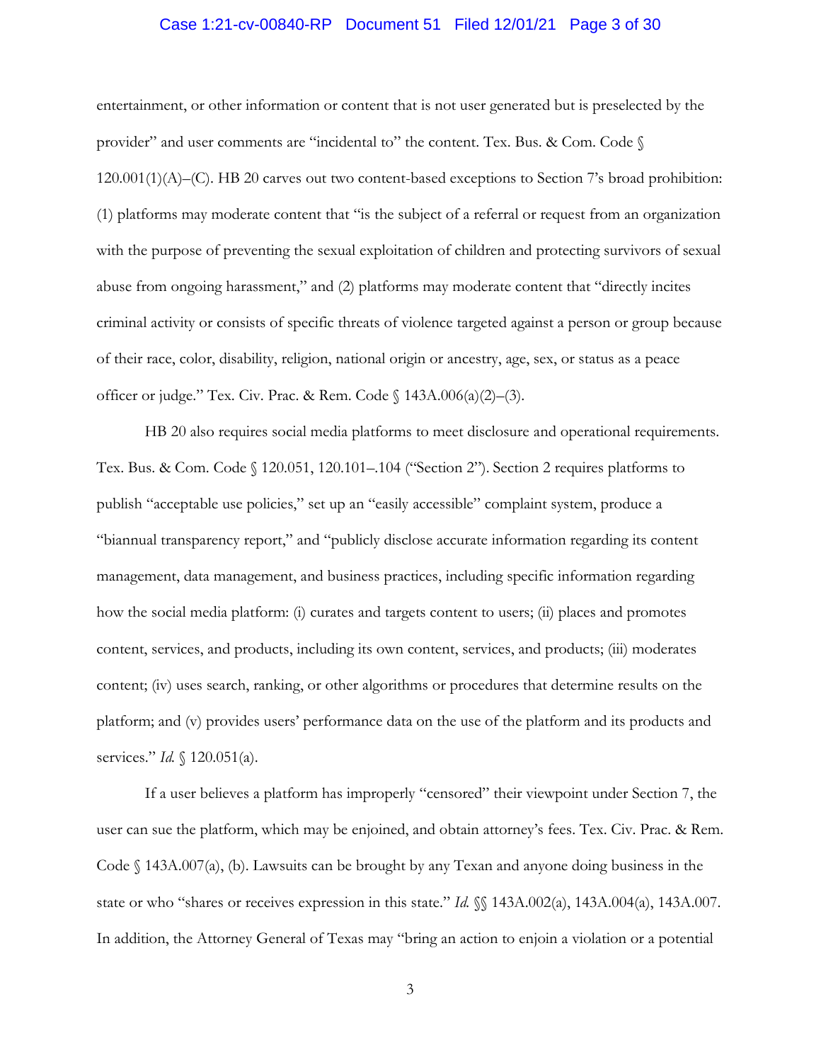entertainment, or other information or content that is not user generated but is preselected by the provider" and user comments are "incidental to" the content. Tex. Bus. & Com. Code § 120.001(1)(A)–(C). HB 20 carves out two content-based exceptions to Section 7's broad prohibition: (1) platforms may moderate content that "is the subject of a referral or request from an organization with the purpose of preventing the sexual exploitation of children and protecting survivors of sexual abuse from ongoing harassment," and (2) platforms may moderate content that "directly incites criminal activity or consists of specific threats of violence targeted against a person or group because of their race, color, disability, religion, national origin or ancestry, age, sex, or status as a peace officer or judge." Tex. Civ. Prac. & Rem. Code § 143A.006(a)(2)–(3).

HB 20 also requires social media platforms to meet disclosure and operational requirements. Tex. Bus. & Com. Code § 120.051, 120.101–.104 ("Section 2"). Section 2 requires platforms to publish "acceptable use policies," set up an "easily accessible" complaint system, produce a "biannual transparency report," and "publicly disclose accurate information regarding its content management, data management, and business practices, including specific information regarding how the social media platform: (i) curates and targets content to users; (ii) places and promotes content, services, and products, including its own content, services, and products; (iii) moderates content; (iv) uses search, ranking, or other algorithms or procedures that determine results on the platform; and (v) provides users' performance data on the use of the platform and its products and services." *Id.* § 120.051(a).

If a user believes a platform has improperly "censored" their viewpoint under Section 7, the user can sue the platform, which may be enjoined, and obtain attorney's fees. Tex. Civ. Prac. & Rem. Code § 143A.007(a), (b). Lawsuits can be brought by any Texan and anyone doing business in the state or who "shares or receives expression in this state." *Id.* §§ 143A.002(a), 143A.004(a), 143A.007. In addition, the Attorney General of Texas may "bring an action to enjoin a violation or a potential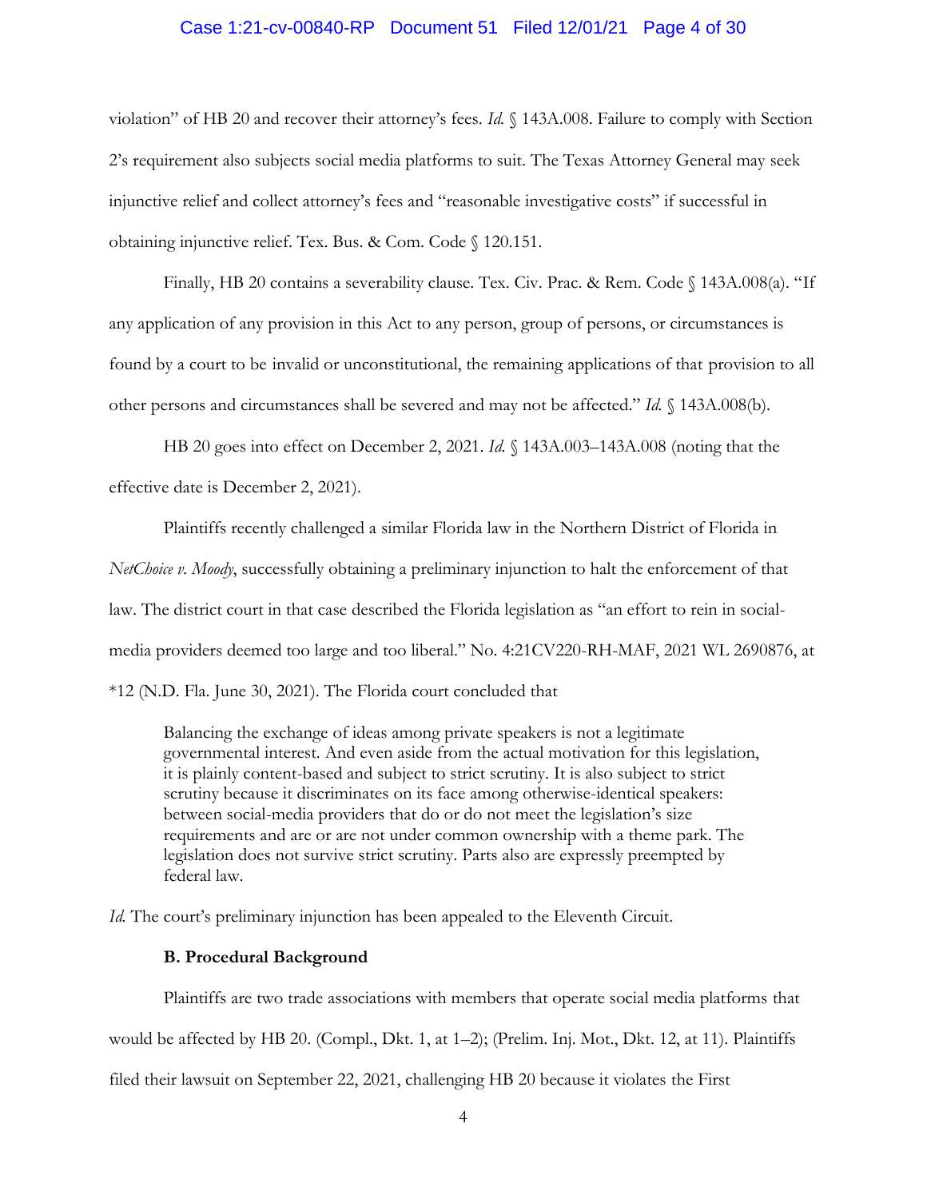violation" of HB 20 and recover their attorney's fees. *Id.* § 143A.008. Failure to comply with Section 2's requirement also subjects social media platforms to suit. The Texas Attorney General may seek injunctive relief and collect attorney's fees and "reasonable investigative costs" if successful in obtaining injunctive relief. Tex. Bus. & Com. Code § 120.151.

Finally, HB 20 contains a severability clause. Tex. Civ. Prac. & Rem. Code § 143A.008(a). "If any application of any provision in this Act to any person, group of persons, or circumstances is found by a court to be invalid or unconstitutional, the remaining applications of that provision to all other persons and circumstances shall be severed and may not be affected." *Id.* § 143A.008(b).

HB 20 goes into effect on December 2, 2021. *Id.* § 143A.003–143A.008 (noting that the effective date is December 2, 2021).

Plaintiffs recently challenged a similar Florida law in the Northern District of Florida in *NetChoice v. Moody*, successfully obtaining a preliminary injunction to halt the enforcement of that law. The district court in that case described the Florida legislation as "an effort to rein in social-media providers deemed too large and too liberal." No. 4:21CV220-RH-MAF, 2021 WL 2690876, at *12 (N.D. Fla. June 30, 2021). The Florida court concluded that

> Balancing the exchange of ideas among private speakers is not a legitimate governmental interest. And even aside from the actual motivation for this legislation, it is plainly content-based and subject to strict scrutiny. It is also subject to strict scrutiny because it discriminates on its face among otherwise-identical speakers: between social-media providers that do or do not meet the legislation's size requirements and are or are not under common ownership with a theme park. The legislation does not survive strict scrutiny. Parts also are expressly preempted by federal law.

*Id.* The court's preliminary injunction has been appealed to the Eleventh Circuit.

### B. Procedural Background

Plaintiffs are two trade associations with members that operate social media platforms that would be affected by HB 20. (Compl., Dkt. 1, at 1–2); (Prelim. Inj. Mot., Dkt. 12, at 11). Plaintiffs filed their lawsuit on September 22, 2021, challenging HB 20 because it violates the First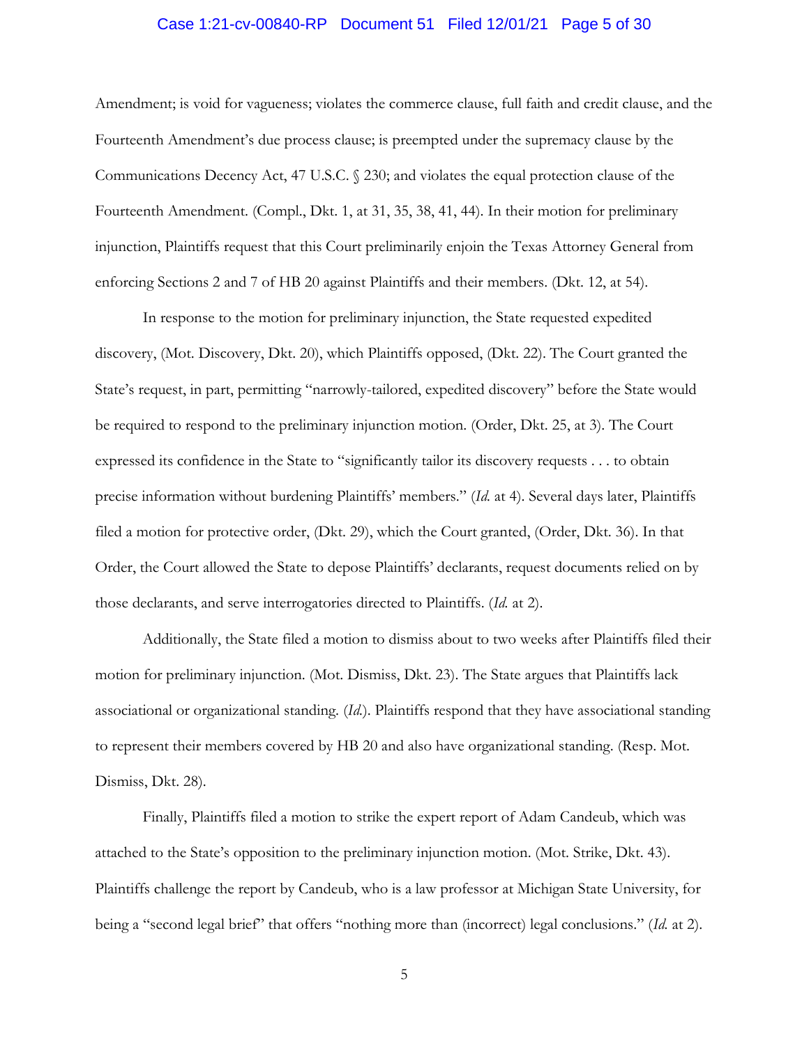Amendment; is void for vagueness; violates the commerce clause, full faith and credit clause, and the Fourteenth Amendment's due process clause; is preempted under the supremacy clause by the Communications Decency Act, 47 U.S.C. § 230; and violates the equal protection clause of the Fourteenth Amendment. (Compl., Dkt. 1, at 31, 35, 38, 41, 44). In their motion for preliminary injunction, Plaintiffs request that this Court preliminarily enjoin the Texas Attorney General from enforcing Sections 2 and 7 of HB 20 against Plaintiffs and their members. (Dkt. 12, at 54).

In response to the motion for preliminary injunction, the State requested expedited discovery, (Mot. Discovery, Dkt. 20), which Plaintiffs opposed, (Dkt. 22). The Court granted the State's request, in part, permitting "narrowly-tailored, expedited discovery" before the State would be required to respond to the preliminary injunction motion. (Order, Dkt. 25, at 3). The Court expressed its confidence in the State to "significantly tailor its discovery requests . . . to obtain precise information without burdening Plaintiffs' members." (*Id.* at 4). Several days later, Plaintiffs filed a motion for protective order, (Dkt. 29), which the Court granted, (Order, Dkt. 36). In that Order, the Court allowed the State to depose Plaintiffs' declarants, request documents relied on by those declarants, and serve interrogatories directed to Plaintiffs. (*Id.* at 2).

Additionally, the State filed a motion to dismiss about to two weeks after Plaintiffs filed their motion for preliminary injunction. (Mot. Dismiss, Dkt. 23). The State argues that Plaintiffs lack associational or organizational standing. (*Id.*). Plaintiffs respond that they have associational standing to represent their members covered by HB 20 and also have organizational standing. (Resp. Mot. Dismiss, Dkt. 28).

Finally, Plaintiffs filed a motion to strike the expert report of Adam Candeub, which was attached to the State's opposition to the preliminary injunction motion. (Mot. Strike, Dkt. 43). Plaintiffs challenge the report by Candeub, who is a law professor at Michigan State University, for being a "second legal brief" that offers "nothing more than (incorrect) legal conclusions." (*Id.* at 2).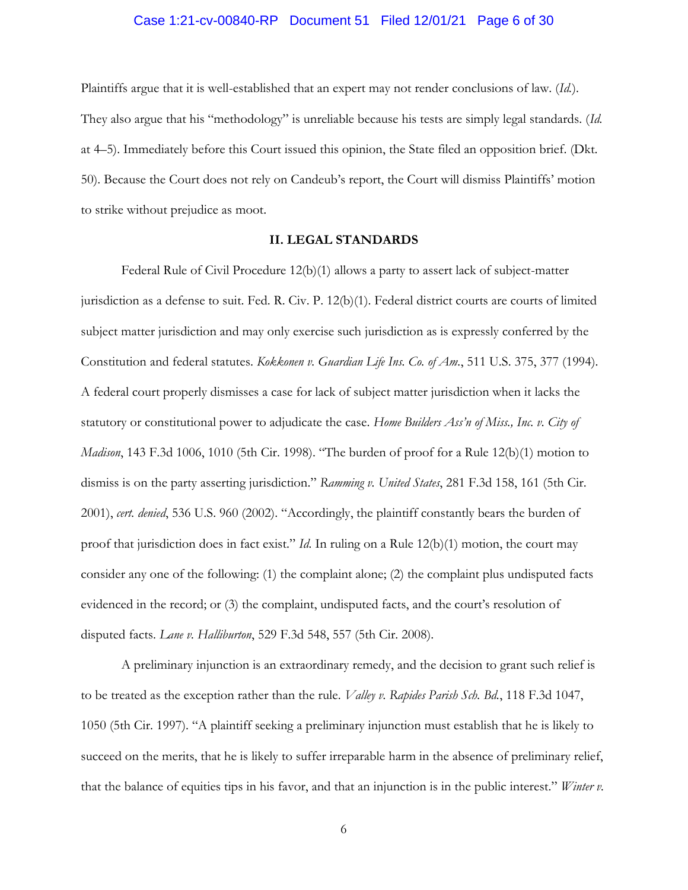Plaintiffs argue that it is well-established that an expert may not render conclusions of law. (*Id.*). They also argue that his "methodology" is unreliable because his tests are simply legal standards. (*Id.* at 4–5). Immediately before this Court issued this opinion, the State filed an opposition brief. (Dkt. 50). Because the Court does not rely on Candeub's report, the Court will dismiss Plaintiffs' motion to strike without prejudice as moot.

## II. LEGAL STANDARDS

Federal Rule of Civil Procedure 12(b)(1) allows a party to assert lack of subject-matter jurisdiction as a defense to suit. Fed. R. Civ. P. 12(b)(1). Federal district courts are courts of limited subject matter jurisdiction and may only exercise such jurisdiction as is expressly conferred by the Constitution and federal statutes. *Kokkonen v. Guardian Life Ins. Co. of Am.*, 511 U.S. 375, 377 (1994). A federal court properly dismisses a case for lack of subject matter jurisdiction when it lacks the statutory or constitutional power to adjudicate the case. *Home Builders Ass'n of Miss., Inc. v. City of Madison*, 143 F.3d 1006, 1010 (5th Cir. 1998). "The burden of proof for a Rule 12(b)(1) motion to dismiss is on the party asserting jurisdiction." *Ramming v. United States*, 281 F.3d 158, 161 (5th Cir. 2001), *cert. denied*, 536 U.S. 960 (2002). "Accordingly, the plaintiff constantly bears the burden of proof that jurisdiction does in fact exist." *Id.* In ruling on a Rule 12(b)(1) motion, the court may consider any one of the following: (1) the complaint alone; (2) the complaint plus undisputed facts evidenced in the record; or (3) the complaint, undisputed facts, and the court's resolution of disputed facts. *Lane v. Halliburton*, 529 F.3d 548, 557 (5th Cir. 2008).

A preliminary injunction is an extraordinary remedy, and the decision to grant such relief is to be treated as the exception rather than the rule. *Valley v. Rapides Parish Sch. Bd.*, 118 F.3d 1047, 1050 (5th Cir. 1997). "A plaintiff seeking a preliminary injunction must establish that he is likely to succeed on the merits, that he is likely to suffer irreparable harm in the absence of preliminary relief, that the balance of equities tips in his favor, and that an injunction is in the public interest." *Winter v.*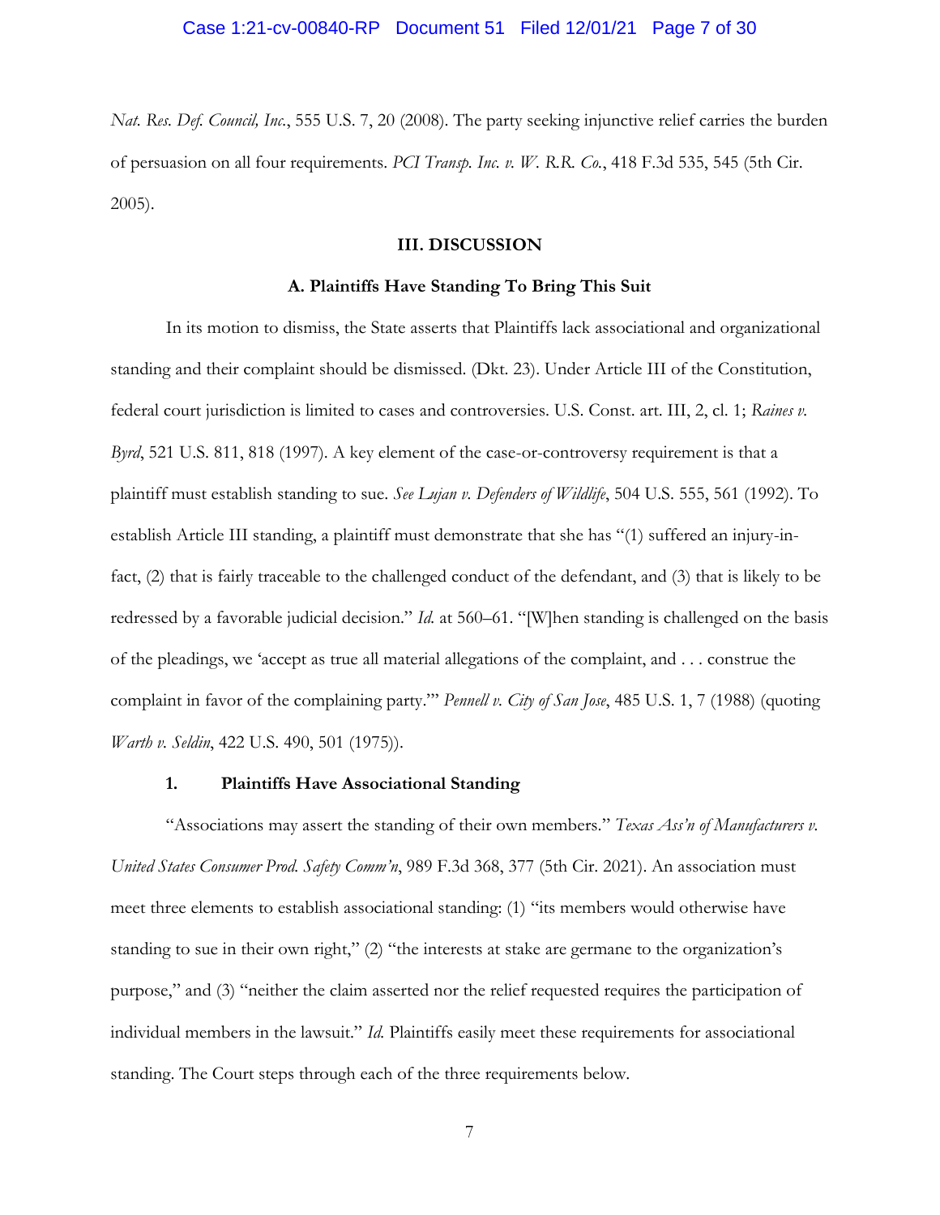*Nat. Res. Def. Council, Inc.*, 555 U.S. 7, 20 (2008). The party seeking injunctive relief carries the burden of persuasion on all four requirements. *PCI Transp. Inc. v. W. R.R. Co.*, 418 F.3d 535, 545 (5th Cir. 2005).

**III. DISCUSSION**

**A. Plaintiffs Have Standing To Bring This Suit**

In its motion to dismiss, the State asserts that Plaintiffs lack associational and organizational standing and their complaint should be dismissed. (Dkt. 23). Under Article III of the Constitution, federal court jurisdiction is limited to cases and controversies. U.S. Const. art. III, 2, cl. 1; *Raines v. Byrd*, 521 U.S. 811, 818 (1997). A key element of the case-or-controversy requirement is that a plaintiff must establish standing to sue. *See Lujan v. Defenders of Wildlife*, 504 U.S. 555, 561 (1992). To establish Article III standing, a plaintiff must demonstrate that she has "(1) suffered an injury-in-fact, (2) that is fairly traceable to the challenged conduct of the defendant, and (3) that is likely to be redressed by a favorable judicial decision." *Id.* at 560–61. "[W]hen standing is challenged on the basis of the pleadings, we 'accept as true all material allegations of the complaint, and . . . construe the complaint in favor of the complaining party.'" *Pennell v. City of San Jose*, 485 U.S. 1, 7 (1988) (quoting *Warth v. Seldin*, 422 U.S. 490, 501 (1975)).

**1. Plaintiffs Have Associational Standing**

"Associations may assert the standing of their own members." *Texas Ass'n of Manufacturers v. United States Consumer Prod. Safety Comm'n*, 989 F.3d 368, 377 (5th Cir. 2021). An association must meet three elements to establish associational standing: (1) "its members would otherwise have standing to sue in their own right," (2) "the interests at stake are germane to the organization's purpose," and (3) "neither the claim asserted nor the relief requested requires the participation of individual members in the lawsuit." *Id.* Plaintiffs easily meet these requirements for associational standing. The Court steps through each of the three requirements below.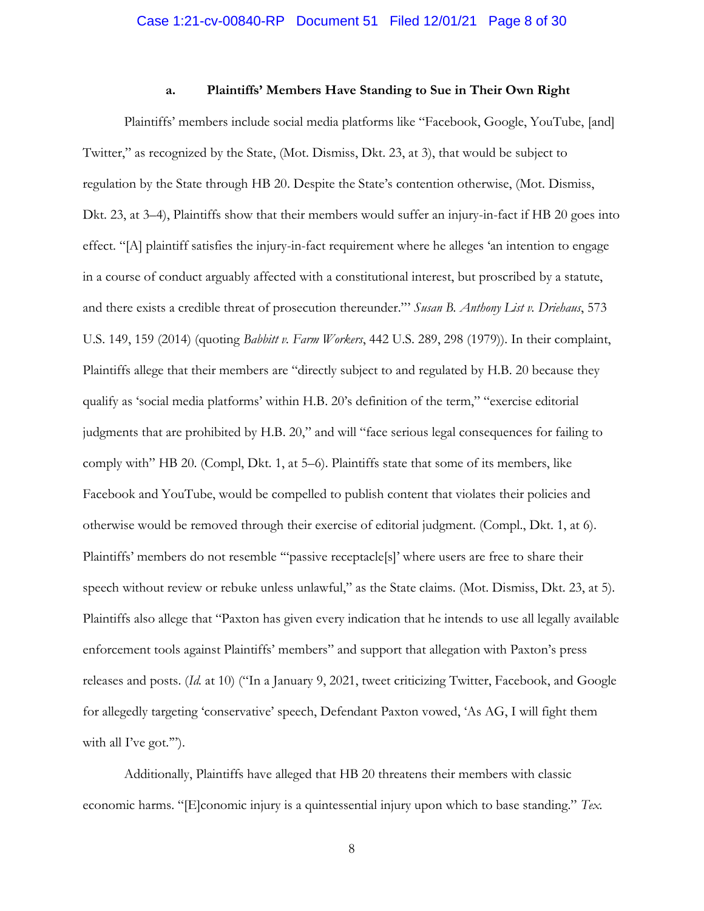### a. **Plaintiffs' Members Have Standing to Sue in Their Own Right**

Plaintiffs' members include social media platforms like "Facebook, Google, YouTube, [and] Twitter," as recognized by the State, (Mot. Dismiss, Dkt. 23, at 3), that would be subject to regulation by the State through HB 20. Despite the State's contention otherwise, (Mot. Dismiss, Dkt. 23, at 3–4), Plaintiffs show that their members would suffer an injury-in-fact if HB 20 goes into effect. "[A] plaintiff satisfies the injury-in-fact requirement where he alleges 'an intention to engage in a course of conduct arguably affected with a constitutional interest, but proscribed by a statute, and there exists a credible threat of prosecution thereunder.'" *Susan B. Anthony List v. Driehaus*, 573 U.S. 149, 159 (2014) (quoting *Babbitt v. Farm Workers*, 442 U.S. 289, 298 (1979)). In their complaint, Plaintiffs allege that their members are "directly subject to and regulated by H.B. 20 because they qualify as 'social media platforms' within H.B. 20's definition of the term," "exercise editorial judgments that are prohibited by H.B. 20," and will "face serious legal consequences for failing to comply with" HB 20. (Compl, Dkt. 1, at 5–6). Plaintiffs state that some of its members, like Facebook and YouTube, would be compelled to publish content that violates their policies and otherwise would be removed through their exercise of editorial judgment. (Compl., Dkt. 1, at 6). Plaintiffs' members do not resemble "'passive receptacle[s]' where users are free to share their speech without review or rebuke unless unlawful," as the State claims. (Mot. Dismiss, Dkt. 23, at 5). Plaintiffs also allege that "Paxton has given every indication that he intends to use all legally available enforcement tools against Plaintiffs' members" and support that allegation with Paxton's press releases and posts. (*Id.* at 10) ("In a January 9, 2021, tweet criticizing Twitter, Facebook, and Google for allegedly targeting 'conservative' speech, Defendant Paxton vowed, 'As AG, I will fight them with all I've got.'").

Additionally, Plaintiffs have alleged that HB 20 threatens their members with classic economic harms. "[E]conomic injury is a quintessential injury upon which to base standing." *Tex.*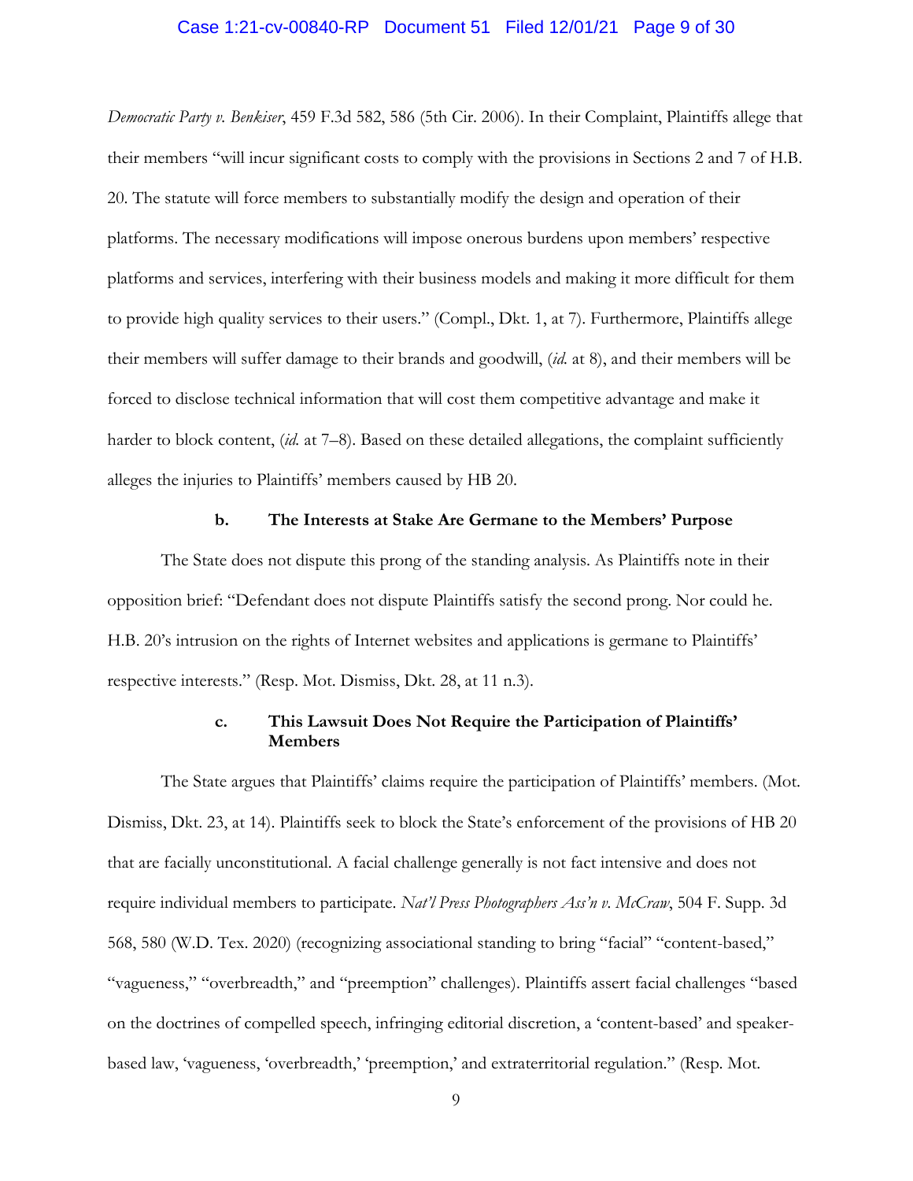*Democratic Party v. Benkiser*, 459 F.3d 582, 586 (5th Cir. 2006). In their Complaint, Plaintiffs allege that their members "will incur significant costs to comply with the provisions in Sections 2 and 7 of H.B. 20. The statute will force members to substantially modify the design and operation of their platforms. The necessary modifications will impose onerous burdens upon members' respective platforms and services, interfering with their business models and making it more difficult for them to provide high quality services to their users." (Compl., Dkt. 1, at 7). Furthermore, Plaintiffs allege their members will suffer damage to their brands and goodwill, (*id.* at 8), and their members will be forced to disclose technical information that will cost them competitive advantage and make it harder to block content, (*id.* at 7–8). Based on these detailed allegations, the complaint sufficiently alleges the injuries to Plaintiffs' members caused by HB 20.

**b. The Interests at Stake Are Germane to the Members' Purpose**

The State does not dispute this prong of the standing analysis. As Plaintiffs note in their opposition brief: "Defendant does not dispute Plaintiffs satisfy the second prong. Nor could he. H.B. 20's intrusion on the rights of Internet websites and applications is germane to Plaintiffs' respective interests." (Resp. Mot. Dismiss, Dkt. 28, at 11 n.3).

**c. This Lawsuit Does Not Require the Participation of Plaintiffs' Members**

The State argues that Plaintiffs' claims require the participation of Plaintiffs' members. (Mot. Dismiss, Dkt. 23, at 14). Plaintiffs seek to block the State's enforcement of the provisions of HB 20 that are facially unconstitutional. A facial challenge generally is not fact intensive and does not require individual members to participate. *Nat'l Press Photographers Ass'n v. McCraw*, 504 F. Supp. 3d 568, 580 (W.D. Tex. 2020) (recognizing associational standing to bring "facial" "content-based," "vagueness," "overbreadth," and "preemption" challenges). Plaintiffs assert facial challenges "based on the doctrines of compelled speech, infringing editorial discretion, a 'content-based' and speaker-based law, 'vagueness, 'overbreadth,' 'preemption,' and extraterritorial regulation." (Resp. Mot.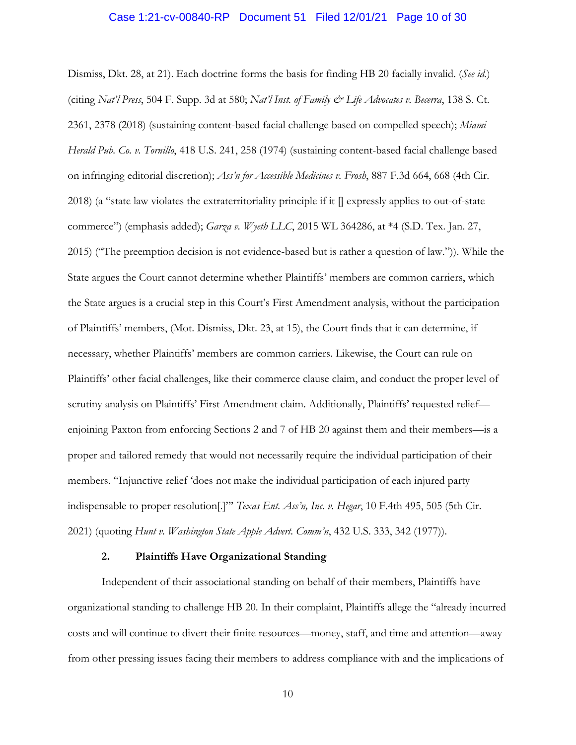Dismiss, Dkt. 28, at 21). Each doctrine forms the basis for finding HB 20 facially invalid. (*See id.*) (citing *Nat'l Press*, 504 F. Supp. 3d at 580; *Nat'l Inst. of Family & Life Advocates v. Becerra*, 138 S. Ct. 2361, 2378 (2018) (sustaining content-based facial challenge based on compelled speech); *Miami Herald Pub. Co. v. Tornillo*, 418 U.S. 241, 258 (1974) (sustaining content-based facial challenge based on infringing editorial discretion); *Ass'n for Accessible Medicines v. Frosh*, 887 F.3d 664, 668 (4th Cir. 2018) (a "state law violates the extraterritoriality principle if it [] expressly applies to out-of-state commerce") (emphasis added); *Garza v. Wyeth LLC*, 2015 WL 364286, at *4 (S.D. Tex. Jan. 27, 2015) ("The preemption decision is not evidence-based but is rather a question of law.")). While the State argues the Court cannot determine whether Plaintiffs' members are common carriers, which the State argues is a crucial step in this Court's First Amendment analysis, without the participation of Plaintiffs' members, (Mot. Dismiss, Dkt. 23, at 15), the Court finds that it can determine, if necessary, whether Plaintiffs' members are common carriers. Likewise, the Court can rule on Plaintiffs' other facial challenges, like their commerce clause claim, and conduct the proper level of scrutiny analysis on Plaintiffs' First Amendment claim. Additionally, Plaintiffs' requested relief—enjoining Paxton from enforcing Sections 2 and 7 of HB 20 against them and their members—is a proper and tailored remedy that would not necessarily require the individual participation of their members. "Injunctive relief 'does not make the individual participation of each injured party indispensable to proper resolution[.]'" *Texas Ent. Ass'n, Inc. v. Hegar*, 10 F.4th 495, 505 (5th Cir. 2021) (quoting *Hunt v. Washington State Apple Advert. Comm'n*, 432 U.S. 333, 342 (1977)).

### 2. Plaintiffs Have Organizational Standing

Independent of their associational standing on behalf of their members, Plaintiffs have organizational standing to challenge HB 20. In their complaint, Plaintiffs allege the "already incurred costs and will continue to divert their finite resources—money, staff, and time and attention—away from other pressing issues facing their members to address compliance with and the implications of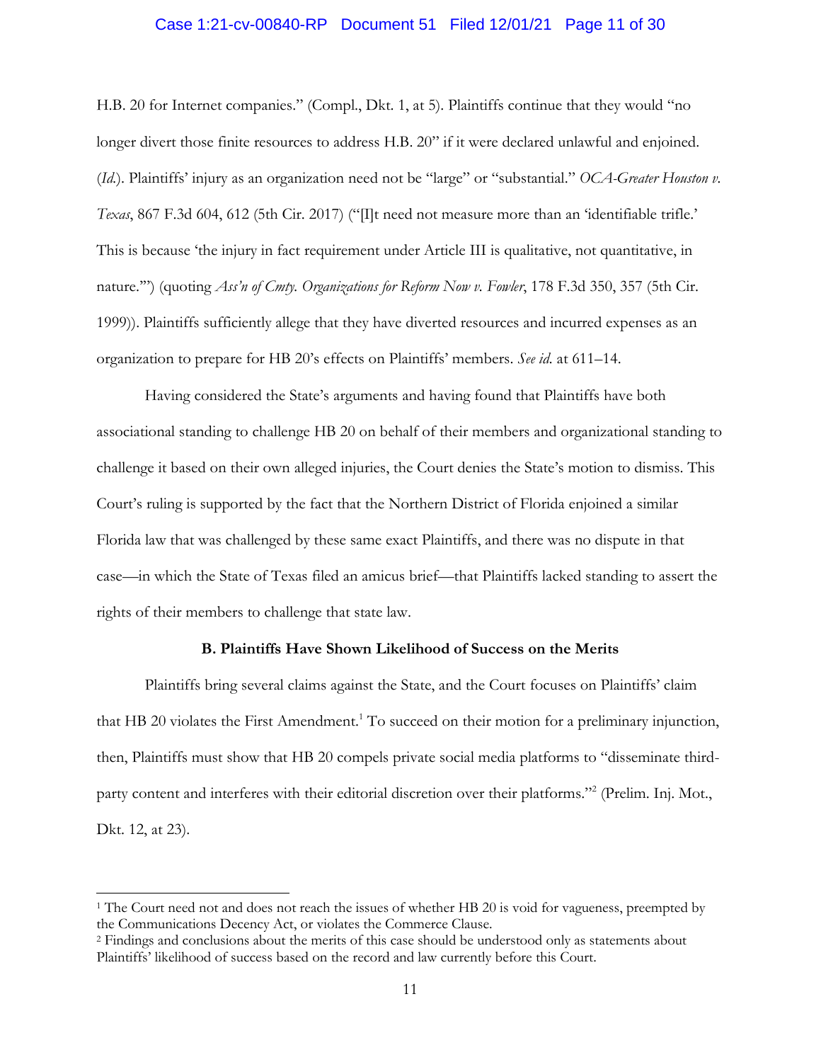H.B. 20 for Internet companies." (Compl., Dkt. 1, at 5). Plaintiffs continue that they would "no longer divert those finite resources to address H.B. 20" if it were declared unlawful and enjoined. (*Id.*). Plaintiffs' injury as an organization need not be "large" or "substantial." *OCA-Greater Houston v. Texas*, 867 F.3d 604, 612 (5th Cir. 2017) ("[I]t need not measure more than an 'identifiable trifle.' This is because 'the injury in fact requirement under Article III is qualitative, not quantitative, in nature.'") (quoting *Ass'n of Cmty. Organizations for Reform Now v. Fowler*, 178 F.3d 350, 357 (5th Cir. 1999)). Plaintiffs sufficiently allege that they have diverted resources and incurred expenses as an organization to prepare for HB 20's effects on Plaintiffs' members. *See id.* at 611–14.

Having considered the State's arguments and having found that Plaintiffs have both associational standing to challenge HB 20 on behalf of their members and organizational standing to challenge it based on their own alleged injuries, the Court denies the State's motion to dismiss. This Court's ruling is supported by the fact that the Northern District of Florida enjoined a similar Florida law that was challenged by these same exact Plaintiffs, and there was no dispute in that case—in which the State of Texas filed an amicus brief—that Plaintiffs lacked standing to assert the rights of their members to challenge that state law.

### B. Plaintiffs Have Shown Likelihood of Success on the Merits

Plaintiffs bring several claims against the State, and the Court focuses on Plaintiffs' claim that HB 20 violates the First Amendment.[1] To succeed on their motion for a preliminary injunction, then, Plaintiffs must show that HB 20 compels private social media platforms to "disseminate third-party content and interferes with their editorial discretion over their platforms."[2] (Prelim. Inj. Mot., Dkt. 12, at 23).

---

[1] The Court need not and does not reach the issues of whether HB 20 is void for vagueness, preempted by the Communications Decency Act, or violates the Commerce Clause.

[2] Findings and conclusions about the merits of this case should be understood only as statements about Plaintiffs' likelihood of success based on the record and law currently before this Court.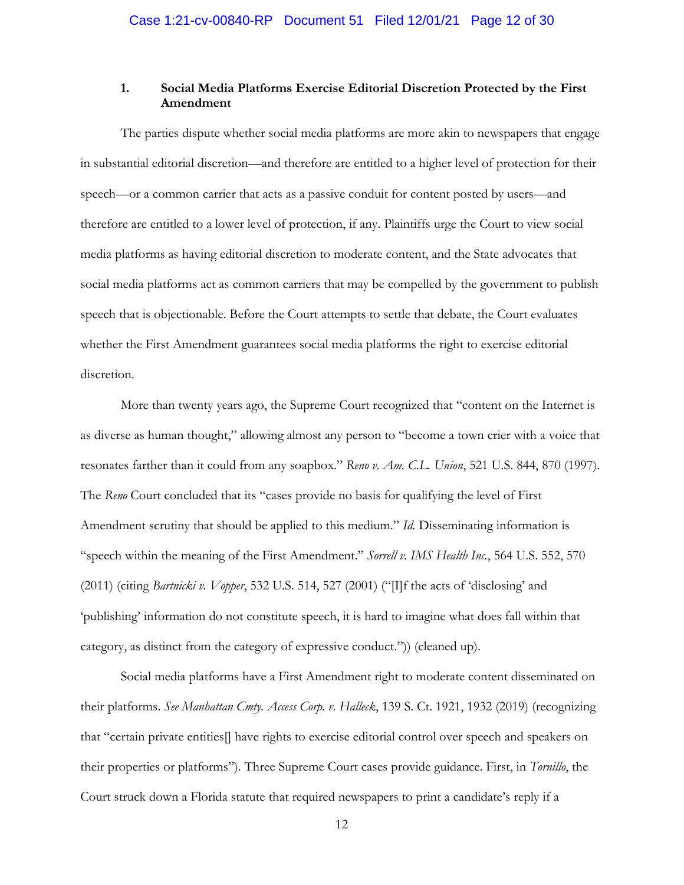### 1. Social Media Platforms Exercise Editorial Discretion Protected by the First Amendment

The parties dispute whether social media platforms are more akin to newspapers that engage in substantial editorial discretion—and therefore are entitled to a higher level of protection for their speech—or a common carrier that acts as a passive conduit for content posted by users—and therefore are entitled to a lower level of protection, if any. Plaintiffs urge the Court to view social media platforms as having editorial discretion to moderate content, and the State advocates that social media platforms act as common carriers that may be compelled by the government to publish speech that is objectionable. Before the Court attempts to settle that debate, the Court evaluates whether the First Amendment guarantees social media platforms the right to exercise editorial discretion.

More than twenty years ago, the Supreme Court recognized that "content on the Internet is as diverse as human thought," allowing almost any person to "become a town crier with a voice that resonates farther than it could from any soapbox." *Reno v. Am. C.L. Union*, 521 U.S. 844, 870 (1997). The *Reno* Court concluded that its "cases provide no basis for qualifying the level of First Amendment scrutiny that should be applied to this medium." *Id.* Disseminating information is "speech within the meaning of the First Amendment." *Sorrell v. IMS Health Inc.*, 564 U.S. 552, 570 (2011) (citing *Bartnicki v. Vopper*, 532 U.S. 514, 527 (2001) ("[I]f the acts of 'disclosing' and 'publishing' information do not constitute speech, it is hard to imagine what does fall within that category, as distinct from the category of expressive conduct.")) (cleaned up).

Social media platforms have a First Amendment right to moderate content disseminated on their platforms. *See Manhattan Cmty. Access Corp. v. Halleck*, 139 S. Ct. 1921, 1932 (2019) (recognizing that "certain private entities[] have rights to exercise editorial control over speech and speakers on their properties or platforms"). Three Supreme Court cases provide guidance. First, in *Tornillo*, the Court struck down a Florida statute that required newspapers to print a candidate's reply if a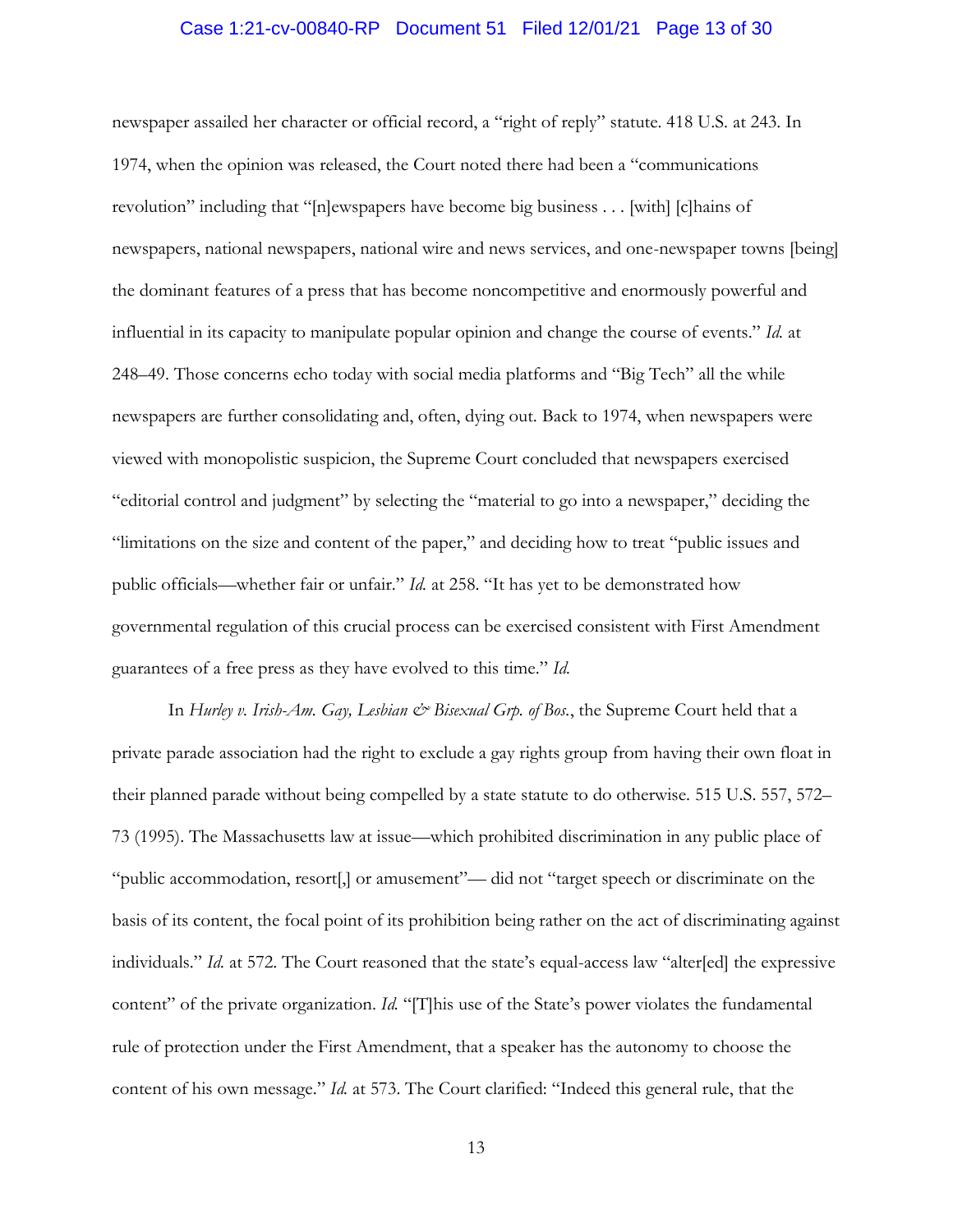newspaper assailed her character or official record, a "right of reply" statute. 418 U.S. at 243. In 1974, when the opinion was released, the Court noted there had been a "communications revolution" including that "[n]ewspapers have become big business . . . [with] [c]hains of newspapers, national newspapers, national wire and news services, and one-newspaper towns [being] the dominant features of a press that has become noncompetitive and enormously powerful and influential in its capacity to manipulate popular opinion and change the course of events." *Id.* at 248–49. Those concerns echo today with social media platforms and "Big Tech" all the while newspapers are further consolidating and, often, dying out. Back to 1974, when newspapers were viewed with monopolistic suspicion, the Supreme Court concluded that newspapers exercised "editorial control and judgment" by selecting the "material to go into a newspaper," deciding the "limitations on the size and content of the paper," and deciding how to treat "public issues and public officials—whether fair or unfair." *Id.* at 258. "It has yet to be demonstrated how governmental regulation of this crucial process can be exercised consistent with First Amendment guarantees of a free press as they have evolved to this time." *Id.*

In *Hurley v. Irish-Am. Gay, Lesbian & Bisexual Grp. of Bos.*, the Supreme Court held that a private parade association had the right to exclude a gay rights group from having their own float in their planned parade without being compelled by a state statute to do otherwise. 515 U.S. 557, 572–73 (1995). The Massachusetts law at issue—which prohibited discrimination in any public place of "public accommodation, resort[,] or amusement"— did not "target speech or discriminate on the basis of its content, the focal point of its prohibition being rather on the act of discriminating against individuals." *Id.* at 572. The Court reasoned that the state's equal-access law "alter[ed] the expressive content" of the private organization. *Id.* "[T]his use of the State's power violates the fundamental rule of protection under the First Amendment, that a speaker has the autonomy to choose the content of his own message." *Id.* at 573. The Court clarified: "Indeed this general rule, that the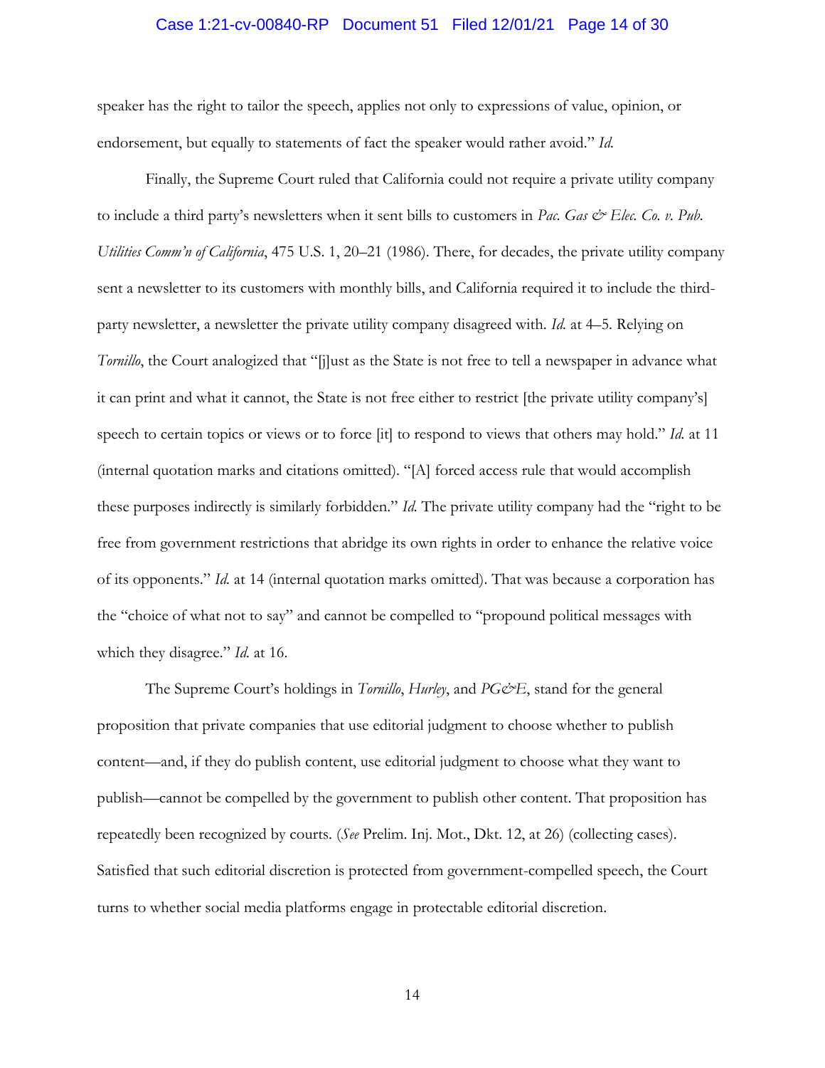speaker has the right to tailor the speech, applies not only to expressions of value, opinion, or endorsement, but equally to statements of fact the speaker would rather avoid." *Id.*

Finally, the Supreme Court ruled that California could not require a private utility company to include a third party's newsletters when it sent bills to customers in *Pac. Gas & Elec. Co. v. Pub. Utilities Comm'n of California*, 475 U.S. 1, 20–21 (1986). There, for decades, the private utility company sent a newsletter to its customers with monthly bills, and California required it to include the third-party newsletter, a newsletter the private utility company disagreed with. *Id.* at 4–5. Relying on *Tornillo*, the Court analogized that "[j]ust as the State is not free to tell a newspaper in advance what it can print and what it cannot, the State is not free either to restrict [the private utility company's] speech to certain topics or views or to force [it] to respond to views that others may hold." *Id.* at 11 (internal quotation marks and citations omitted). "[A] forced access rule that would accomplish these purposes indirectly is similarly forbidden." *Id.* The private utility company had the "right to be free from government restrictions that abridge its own rights in order to enhance the relative voice of its opponents." *Id.* at 14 (internal quotation marks omitted). That was because a corporation has the "choice of what not to say" and cannot be compelled to "propound political messages with which they disagree." *Id.* at 16.

The Supreme Court's holdings in *Tornillo*, *Hurley*, and *PG&E*, stand for the general proposition that private companies that use editorial judgment to choose whether to publish content—and, if they do publish content, use editorial judgment to choose what they want to publish—cannot be compelled by the government to publish other content. That proposition has repeatedly been recognized by courts. (*See* Prelim. Inj. Mot., Dkt. 12, at 26) (collecting cases). Satisfied that such editorial discretion is protected from government-compelled speech, the Court turns to whether social media platforms engage in protectable editorial discretion.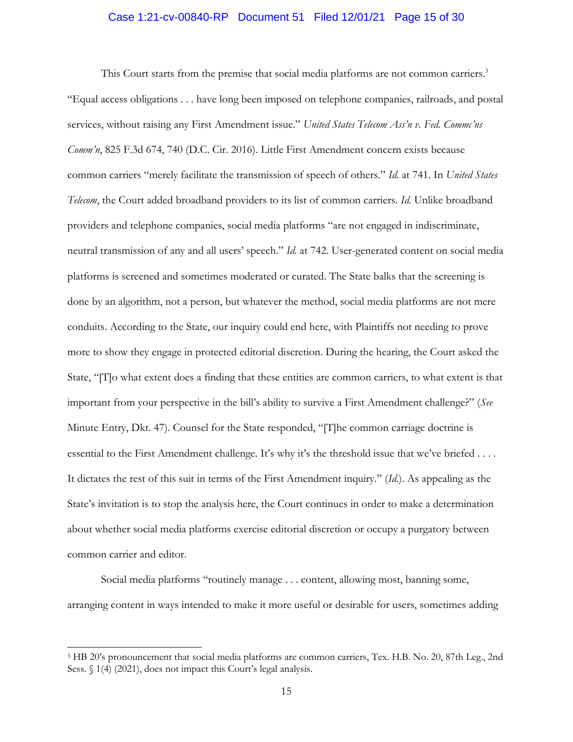This Court starts from the premise that social media platforms are not common carriers.[3] "Equal access obligations . . . have long been imposed on telephone companies, railroads, and postal services, without raising any First Amendment issue." *United States Telecom Ass'n v. Fed. Commc'ns Comm'n*, 825 F.3d 674, 740 (D.C. Cir. 2016). Little First Amendment concern exists because common carriers "merely facilitate the transmission of speech of others." *Id.* at 741. In *United States Telecom*, the Court added broadband providers to its list of common carriers. *Id.* Unlike broadband providers and telephone companies, social media platforms "are not engaged in indiscriminate, neutral transmission of any and all users' speech." *Id.* at 742. User-generated content on social media platforms is screened and sometimes moderated or curated. The State balks that the screening is done by an algorithm, not a person, but whatever the method, social media platforms are not mere conduits. According to the State, our inquiry could end here, with Plaintiffs not needing to prove more to show they engage in protected editorial discretion. During the hearing, the Court asked the State, "[T]o what extent does a finding that these entities are common carriers, to what extent is that important from your perspective in the bill's ability to survive a First Amendment challenge?" (*See* Minute Entry, Dkt. 47). Counsel for the State responded, "[T]he common carriage doctrine is essential to the First Amendment challenge. It's why it's the threshold issue that we've briefed . . . . It dictates the rest of this suit in terms of the First Amendment inquiry." (*Id.*). As appealing as the State's invitation is to stop the analysis here, the Court continues in order to make a determination about whether social media platforms exercise editorial discretion or occupy a purgatory between common carrier and editor.

Social media platforms "routinely manage . . . content, allowing most, banning some, arranging content in ways intended to make it more useful or desirable for users, sometimes adding

---

[3] HB 20's pronouncement that social media platforms are common carriers, Tex. H.B. No. 20, 87th Leg., 2nd Sess. § 1(4) (2021), does not impact this Court's legal analysis.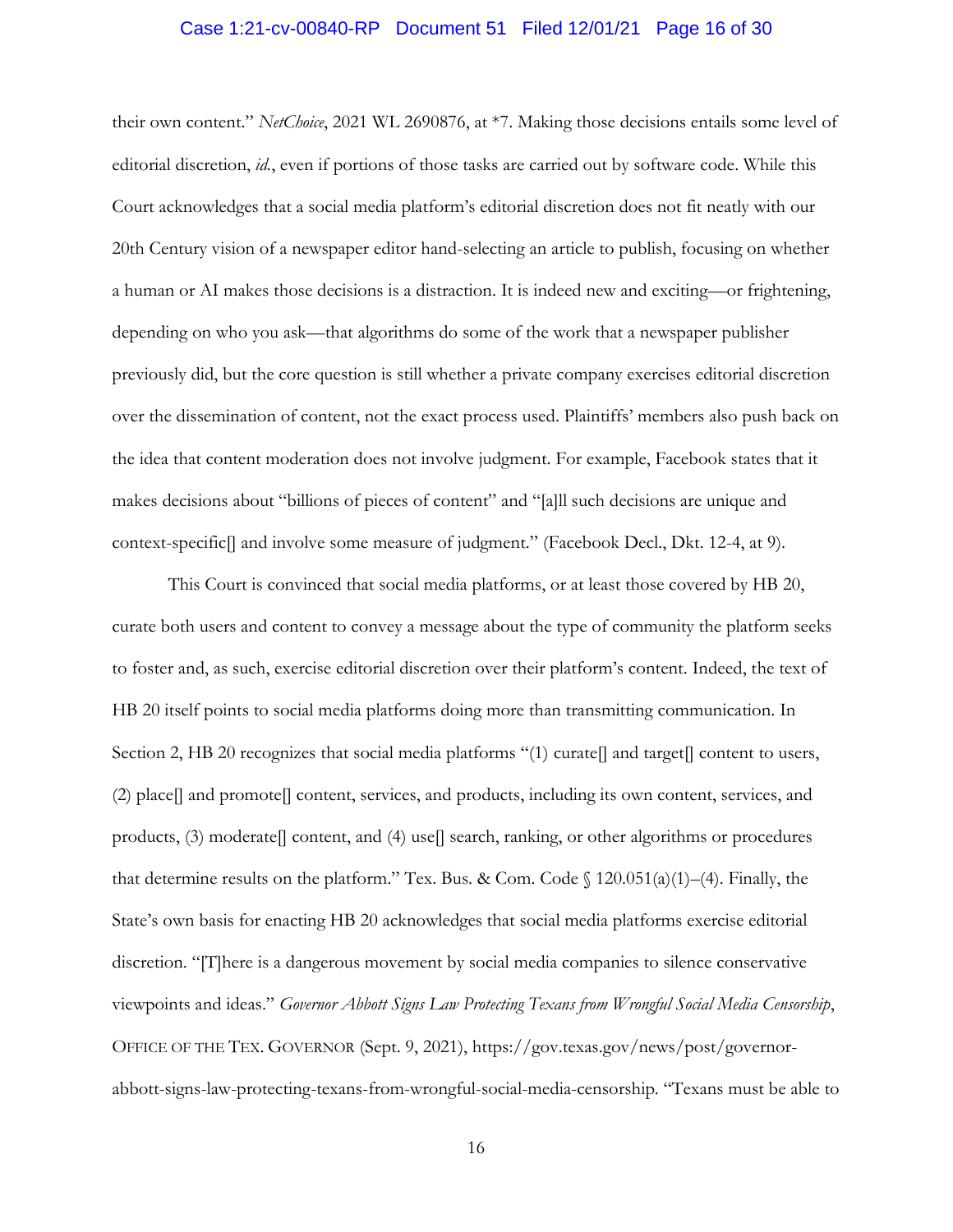their own content." *NetChoice*, 2021 WL 2690876, at *7. Making those decisions entails some level of editorial discretion, *id.*, even if portions of those tasks are carried out by software code. While this Court acknowledges that a social media platform's editorial discretion does not fit neatly with our 20th Century vision of a newspaper editor hand-selecting an article to publish, focusing on whether a human or AI makes those decisions is a distraction. It is indeed new and exciting—or frightening, depending on who you ask—that algorithms do some of the work that a newspaper publisher previously did, but the core question is still whether a private company exercises editorial discretion over the dissemination of content, not the exact process used. Plaintiffs' members also push back on the idea that content moderation does not involve judgment. For example, Facebook states that it makes decisions about "billions of pieces of content" and "[a]ll such decisions are unique and context-specific[] and involve some measure of judgment." (Facebook Decl., Dkt. 12-4, at 9).

This Court is convinced that social media platforms, or at least those covered by HB 20, curate both users and content to convey a message about the type of community the platform seeks to foster and, as such, exercise editorial discretion over their platform's content. Indeed, the text of HB 20 itself points to social media platforms doing more than transmitting communication. In Section 2, HB 20 recognizes that social media platforms "(1) curate[] and target[] content to users, (2) place[] and promote[] content, services, and products, including its own content, services, and products, (3) moderate[] content, and (4) use[] search, ranking, or other algorithms or procedures that determine results on the platform." Tex. Bus. & Com. Code § 120.051(a)(1)–(4). Finally, the State's own basis for enacting HB 20 acknowledges that social media platforms exercise editorial discretion. "[T]here is a dangerous movement by social media companies to silence conservative viewpoints and ideas." *Governor Abbott Signs Law Protecting Texans from Wrongful Social Media Censorship*, OFFICE OF THE TEX. GOVERNOR (Sept. 9, 2021), https://gov.texas.gov/news/post/governor-abbott-signs-law-protecting-texans-from-wrongful-social-media-censorship. "Texans must be able to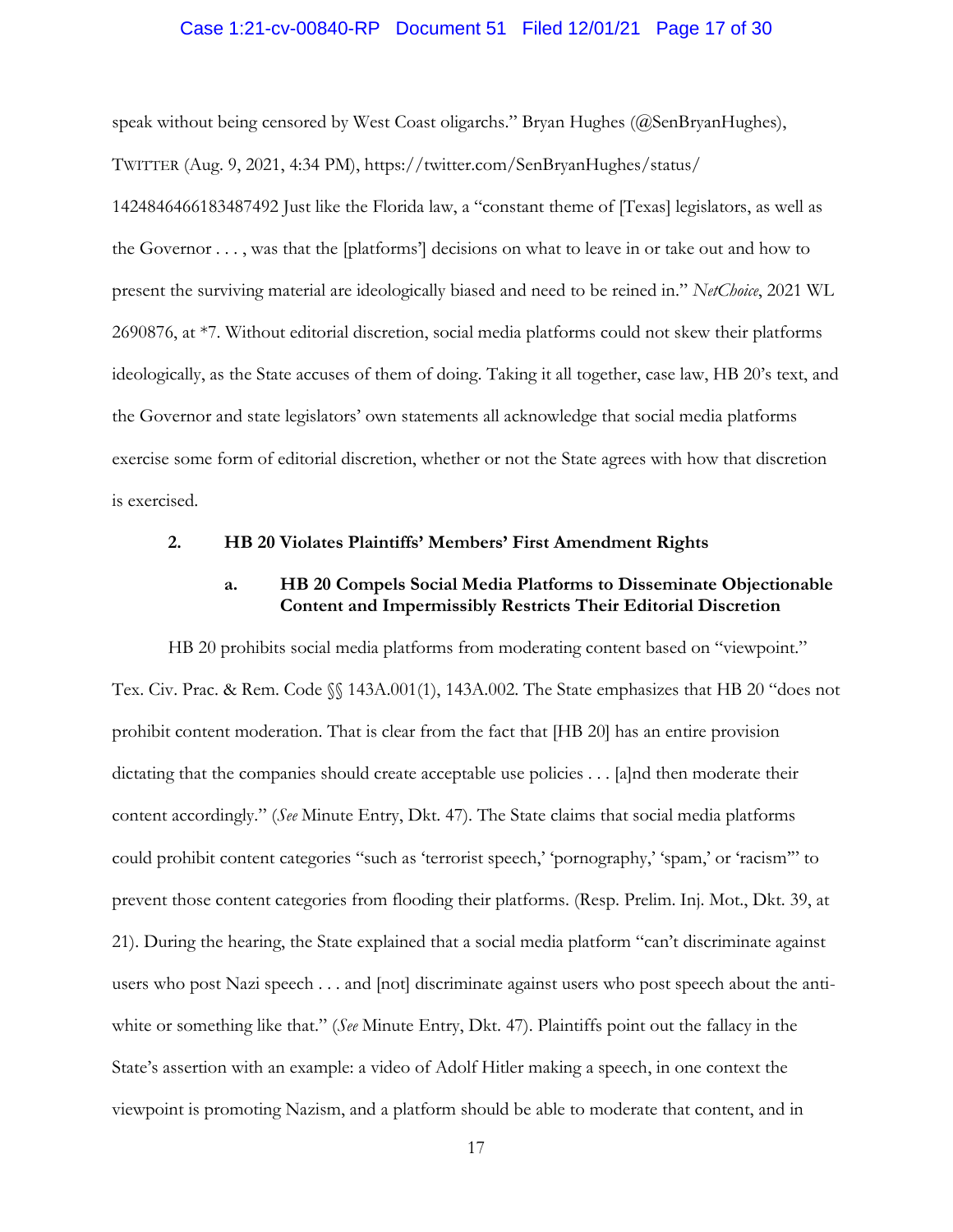speak without being censored by West Coast oligarchs." Bryan Hughes (@SenBryanHughes), TWITTER (Aug. 9, 2021, 4:34 PM), https://twitter.com/SenBryanHughes/status/1424846466183487492 Just like the Florida law, a "constant theme of [Texas] legislators, as well as the Governor . . . , was that the [platforms'] decisions on what to leave in or take out and how to present the surviving material are ideologically biased and need to be reined in." *NetChoice*, 2021 WL 2690876, at *7. Without editorial discretion, social media platforms could not skew their platforms ideologically, as the State accuses of them of doing. Taking it all together, case law, HB 20's text, and the Governor and state legislators' own statements all acknowledge that social media platforms exercise some form of editorial discretion, whether or not the State agrees with how that discretion is exercised.

### 2. HB 20 Violates Plaintiffs' Members' First Amendment Rights

#### a. HB 20 Compels Social Media Platforms to Disseminate Objectionable Content and Impermissibly Restricts Their Editorial Discretion

HB 20 prohibits social media platforms from moderating content based on "viewpoint." Tex. Civ. Prac. & Rem. Code §§ 143A.001(1), 143A.002. The State emphasizes that HB 20 "does not prohibit content moderation. That is clear from the fact that [HB 20] has an entire provision dictating that the companies should create acceptable use policies . . . [a]nd then moderate their content accordingly." (*See* Minute Entry, Dkt. 47). The State claims that social media platforms could prohibit content categories "such as 'terrorist speech,' 'pornography,' 'spam,' or 'racism'" to prevent those content categories from flooding their platforms. (Resp. Prelim. Inj. Mot., Dkt. 39, at 21). During the hearing, the State explained that a social media platform "can't discriminate against users who post Nazi speech . . . and [not] discriminate against users who post speech about the anti-white or something like that." (*See* Minute Entry, Dkt. 47). Plaintiffs point out the fallacy in the State's assertion with an example: a video of Adolf Hitler making a speech, in one context the viewpoint is promoting Nazism, and a platform should be able to moderate that content, and in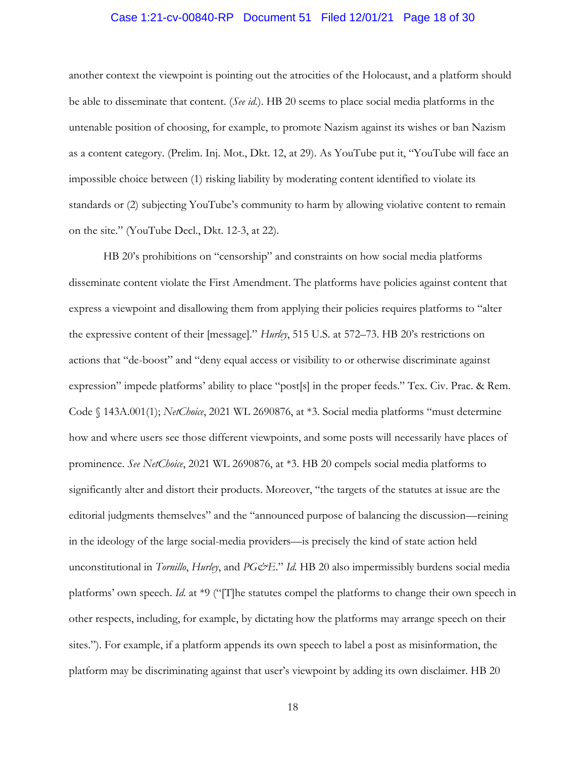another context the viewpoint is pointing out the atrocities of the Holocaust, and a platform should be able to disseminate that content. (*See id.*). HB 20 seems to place social media platforms in the untenable position of choosing, for example, to promote Nazism against its wishes or ban Nazism as a content category. (Prelim. Inj. Mot., Dkt. 12, at 29). As YouTube put it, "YouTube will face an impossible choice between (1) risking liability by moderating content identified to violate its standards or (2) subjecting YouTube's community to harm by allowing violative content to remain on the site." (YouTube Decl., Dkt. 12-3, at 22).

HB 20's prohibitions on "censorship" and constraints on how social media platforms disseminate content violate the First Amendment. The platforms have policies against content that express a viewpoint and disallowing them from applying their policies requires platforms to "alter the expressive content of their [message]." *Hurley*, 515 U.S. at 572–73. HB 20's restrictions on actions that "de-boost" and "deny equal access or visibility to or otherwise discriminate against expression" impede platforms' ability to place "post[s] in the proper feeds." Tex. Civ. Prac. & Rem. Code § 143A.001(1); *NetChoice*, 2021 WL 2690876, at *3. Social media platforms "must determine how and where users see those different viewpoints, and some posts will necessarily have places of prominence. *See NetChoice*, 2021 WL 2690876, at *3. HB 20 compels social media platforms to significantly alter and distort their products. Moreover, "the targets of the statutes at issue are the editorial judgments themselves" and the "announced purpose of balancing the discussion—reining in the ideology of the large social-media providers—is precisely the kind of state action held unconstitutional in *Tornillo*, *Hurley*, and *PG&E*." *Id.* HB 20 also impermissibly burdens social media platforms' own speech. *Id.* at *9 ("[T]he statutes compel the platforms to change their own speech in other respects, including, for example, by dictating how the platforms may arrange speech on their sites."). For example, if a platform appends its own speech to label a post as misinformation, the platform may be discriminating against that user's viewpoint by adding its own disclaimer. HB 20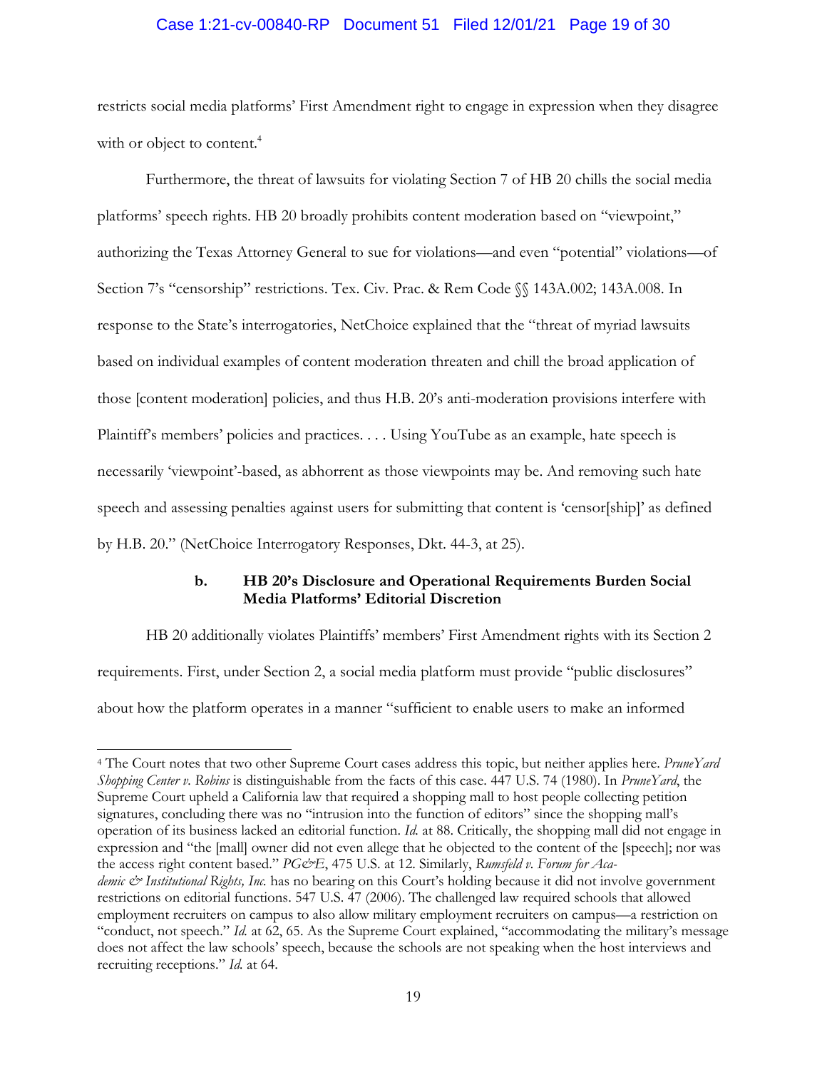restricts social media platforms' First Amendment right to engage in expression when they disagree with or object to content.[4]

Furthermore, the threat of lawsuits for violating Section 7 of HB 20 chills the social media platforms' speech rights. HB 20 broadly prohibits content moderation based on "viewpoint," authorizing the Texas Attorney General to sue for violations—and even "potential" violations—of Section 7's "censorship" restrictions. Tex. Civ. Prac. & Rem Code §§ 143A.002; 143A.008. In response to the State's interrogatories, NetChoice explained that the "threat of myriad lawsuits based on individual examples of content moderation threaten and chill the broad application of those [content moderation] policies, and thus H.B. 20's anti-moderation provisions interfere with Plaintiff's members' policies and practices. . . . Using YouTube as an example, hate speech is necessarily 'viewpoint'-based, as abhorrent as those viewpoints may be. And removing such hate speech and assessing penalties against users for submitting that content is 'censor[ship]' as defined by H.B. 20." (NetChoice Interrogatory Responses, Dkt. 44-3, at 25).

### b. HB 20's Disclosure and Operational Requirements Burden Social Media Platforms' Editorial Discretion

HB 20 additionally violates Plaintiffs' members' First Amendment rights with its Section 2 requirements. First, under Section 2, a social media platform must provide "public disclosures" about how the platform operates in a manner "sufficient to enable users to make an informed

---

[4] The Court notes that two other Supreme Court cases address this topic, but neither applies here. *PruneYard Shopping Center v. Robins* is distinguishable from the facts of this case. 447 U.S. 74 (1980). In *PruneYard*, the Supreme Court upheld a California law that required a shopping mall to host people collecting petition signatures, concluding there was no "intrusion into the function of editors" since the shopping mall's operation of its business lacked an editorial function. *Id.* at 88. Critically, the shopping mall did not engage in expression and "the [mall] owner did not even allege that he objected to the content of the [speech]; nor was the access right content based." *PG&E*, 475 U.S. at 12. Similarly, *Rumsfeld v. Forum for Academic & Institutional Rights, Inc.* has no bearing on this Court's holding because it did not involve government restrictions on editorial functions. 547 U.S. 47 (2006). The challenged law required schools that allowed employment recruiters on campus to also allow military employment recruiters on campus—a restriction on "conduct, not speech." *Id.* at 62, 65. As the Supreme Court explained, "accommodating the military's message does not affect the law schools' speech, because the schools are not speaking when the host interviews and recruiting receptions." *Id.* at 64.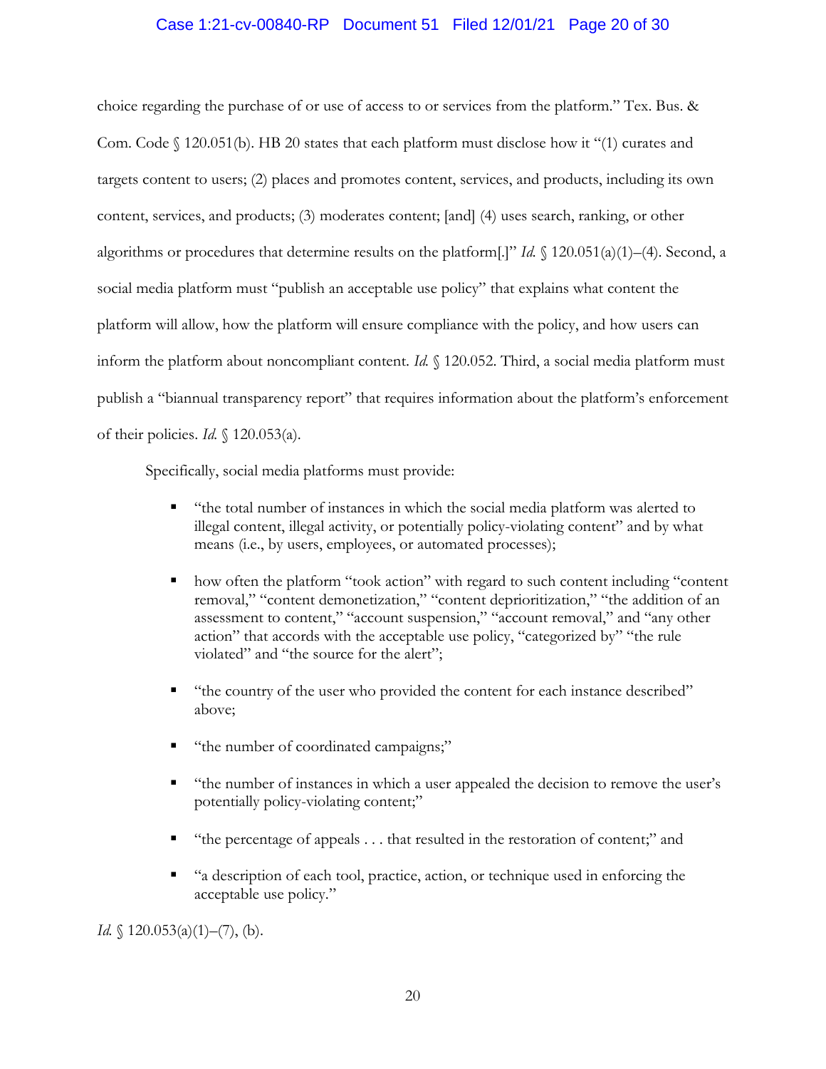choice regarding the purchase of or use of access to or services from the platform." Tex. Bus. & Com. Code § 120.051(b). HB 20 states that each platform must disclose how it "(1) curates and targets content to users; (2) places and promotes content, services, and products, including its own content, services, and products; (3) moderates content; [and] (4) uses search, ranking, or other algorithms or procedures that determine results on the platform[.]" *Id.* § 120.051(a)(1)–(4). Second, a social media platform must "publish an acceptable use policy" that explains what content the platform will allow, how the platform will ensure compliance with the policy, and how users can inform the platform about noncompliant content. *Id.* § 120.052. Third, a social media platform must publish a "biannual transparency report" that requires information about the platform's enforcement of their policies. *Id.* § 120.053(a).

Specifically, social media platforms must provide:

- "the total number of instances in which the social media platform was alerted to illegal content, illegal activity, or potentially policy-violating content" and by what means (i.e., by users, employees, or automated processes);
- how often the platform "took action" with regard to such content including "content removal," "content demonetization," "content deprioritization," "the addition of an assessment to content," "account suspension," "account removal," and "any other action" that accords with the acceptable use policy, "categorized by" "the rule violated" and "the source for the alert";
- "the country of the user who provided the content for each instance described" above;
- "the number of coordinated campaigns;"
- "the number of instances in which a user appealed the decision to remove the user's potentially policy-violating content;"
- "the percentage of appeals . . . that resulted in the restoration of content;" and
- "a description of each tool, practice, action, or technique used in enforcing the acceptable use policy."

*Id.* § 120.053(a)(1)–(7), (b).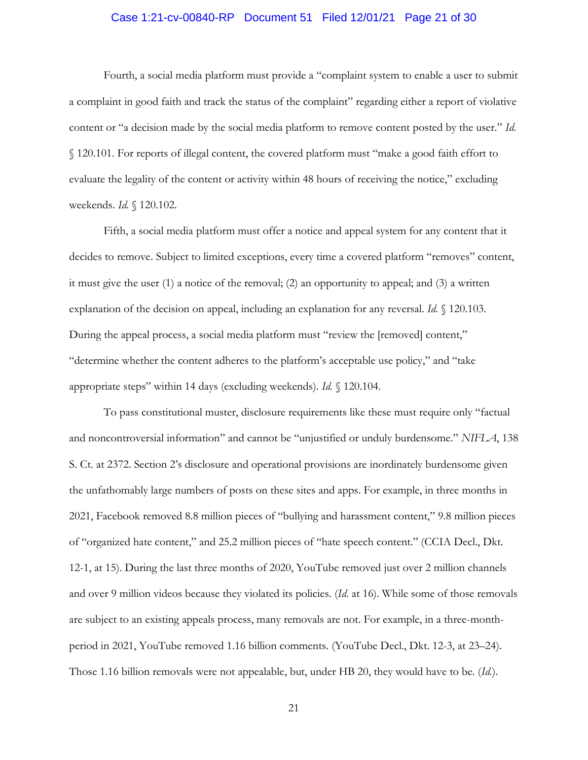Fourth, a social media platform must provide a "complaint system to enable a user to submit a complaint in good faith and track the status of the complaint" regarding either a report of violative content or "a decision made by the social media platform to remove content posted by the user." *Id.* § 120.101. For reports of illegal content, the covered platform must "make a good faith effort to evaluate the legality of the content or activity within 48 hours of receiving the notice," excluding weekends. *Id.* § 120.102.

Fifth, a social media platform must offer a notice and appeal system for any content that it decides to remove. Subject to limited exceptions, every time a covered platform "removes" content, it must give the user (1) a notice of the removal; (2) an opportunity to appeal; and (3) a written explanation of the decision on appeal, including an explanation for any reversal. *Id.* § 120.103. During the appeal process, a social media platform must "review the [removed] content," "determine whether the content adheres to the platform's acceptable use policy," and "take appropriate steps" within 14 days (excluding weekends). *Id.* § 120.104.

To pass constitutional muster, disclosure requirements like these must require only "factual and noncontroversial information" and cannot be "unjustified or unduly burdensome." *NIFLA*, 138 S. Ct. at 2372. Section 2's disclosure and operational provisions are inordinately burdensome given the unfathomably large numbers of posts on these sites and apps. For example, in three months in 2021, Facebook removed 8.8 million pieces of "bullying and harassment content," 9.8 million pieces of "organized hate content," and 25.2 million pieces of "hate speech content." (CCIA Decl., Dkt. 12-1, at 15). During the last three months of 2020, YouTube removed just over 2 million channels and over 9 million videos because they violated its policies. (*Id.* at 16). While some of those removals are subject to an existing appeals process, many removals are not. For example, in a three-month-period in 2021, YouTube removed 1.16 billion comments. (YouTube Decl., Dkt. 12-3, at 23–24). Those 1.16 billion removals were not appealable, but, under HB 20, they would have to be. (*Id.*).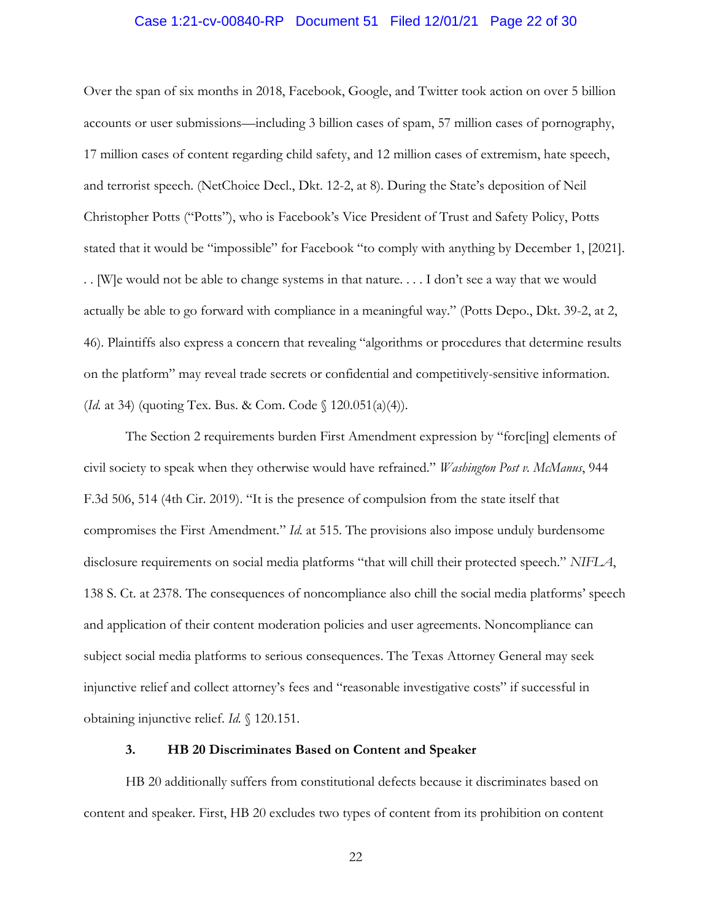Over the span of six months in 2018, Facebook, Google, and Twitter took action on over 5 billion accounts or user submissions—including 3 billion cases of spam, 57 million cases of pornography, 17 million cases of content regarding child safety, and 12 million cases of extremism, hate speech, and terrorist speech. (NetChoice Decl., Dkt. 12-2, at 8). During the State's deposition of Neil Christopher Potts ("Potts"), who is Facebook's Vice President of Trust and Safety Policy, Potts stated that it would be "impossible" for Facebook "to comply with anything by December 1, [2021]. . . [W]e would not be able to change systems in that nature. . . . I don't see a way that we would actually be able to go forward with compliance in a meaningful way." (Potts Depo., Dkt. 39-2, at 2, 46). Plaintiffs also express a concern that revealing "algorithms or procedures that determine results on the platform" may reveal trade secrets or confidential and competitively-sensitive information. (*Id.* at 34) (quoting Tex. Bus. & Com. Code § 120.051(a)(4)).

The Section 2 requirements burden First Amendment expression by "forc[ing] elements of civil society to speak when they otherwise would have refrained." *Washington Post v. McManus*, 944 F.3d 506, 514 (4th Cir. 2019). "It is the presence of compulsion from the state itself that compromises the First Amendment." *Id.* at 515. The provisions also impose unduly burdensome disclosure requirements on social media platforms "that will chill their protected speech." *NIFLA*, 138 S. Ct. at 2378. The consequences of noncompliance also chill the social media platforms' speech and application of their content moderation policies and user agreements. Noncompliance can subject social media platforms to serious consequences. The Texas Attorney General may seek injunctive relief and collect attorney's fees and "reasonable investigative costs" if successful in obtaining injunctive relief. *Id.* § 120.151.

### 3. HB 20 Discriminates Based on Content and Speaker

HB 20 additionally suffers from constitutional defects because it discriminates based on content and speaker. First, HB 20 excludes two types of content from its prohibition on content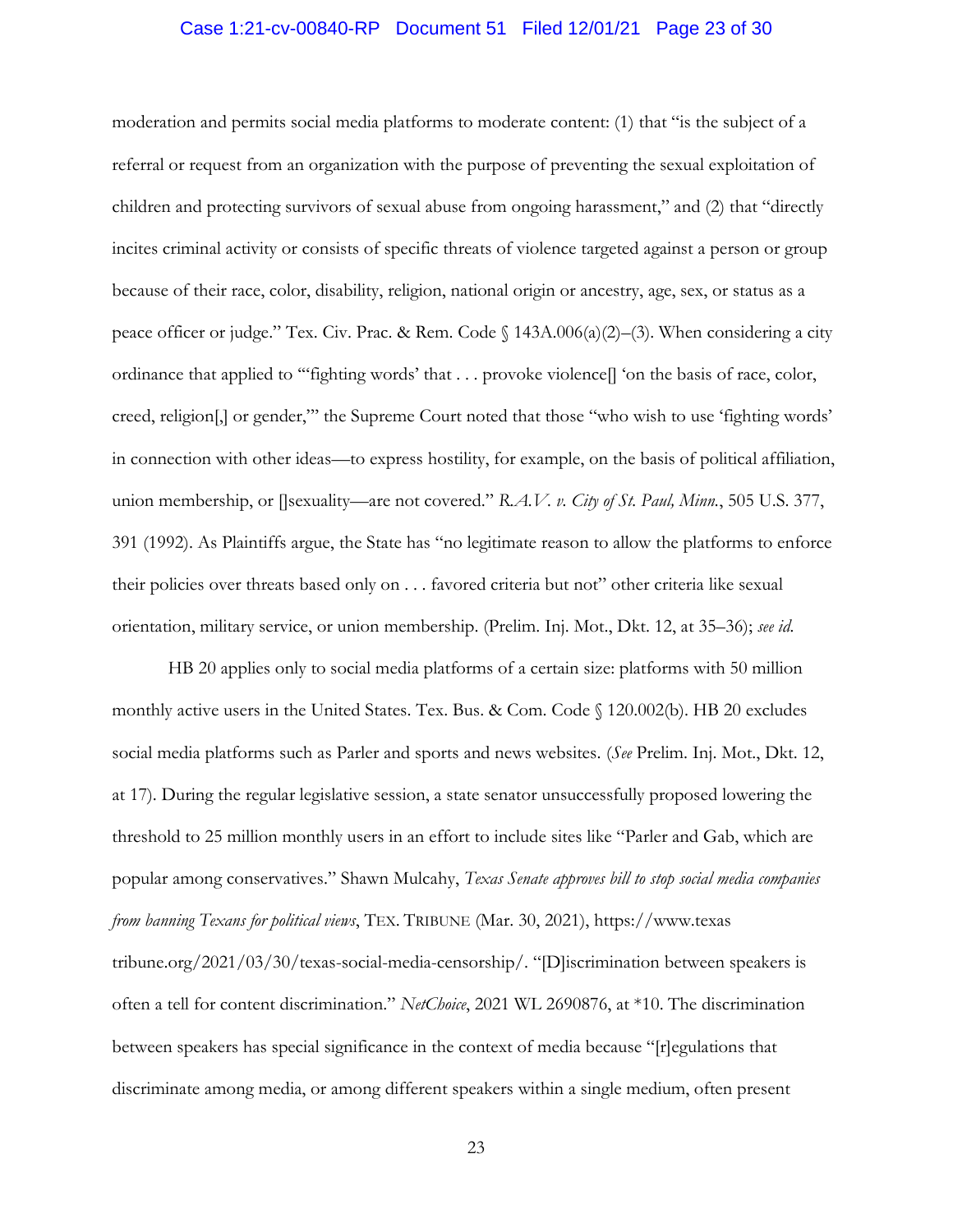moderation and permits social media platforms to moderate content: (1) that "is the subject of a referral or request from an organization with the purpose of preventing the sexual exploitation of children and protecting survivors of sexual abuse from ongoing harassment," and (2) that "directly incites criminal activity or consists of specific threats of violence targeted against a person or group because of their race, color, disability, religion, national origin or ancestry, age, sex, or status as a peace officer or judge." Tex. Civ. Prac. & Rem. Code § 143A.006(a)(2)–(3). When considering a city ordinance that applied to "'fighting words' that . . . provoke violence[] 'on the basis of race, color, creed, religion[,] or gender,'" the Supreme Court noted that those "who wish to use 'fighting words' in connection with other ideas—to express hostility, for example, on the basis of political affiliation, union membership, or []sexuality—are not covered." *R.A.V. v. City of St. Paul, Minn.*, 505 U.S. 377, 391 (1992). As Plaintiffs argue, the State has "no legitimate reason to allow the platforms to enforce their policies over threats based only on . . . favored criteria but not" other criteria like sexual orientation, military service, or union membership. (Prelim. Inj. Mot., Dkt. 12, at 35–36); *see id.*

HB 20 applies only to social media platforms of a certain size: platforms with 50 million monthly active users in the United States. Tex. Bus. & Com. Code § 120.002(b). HB 20 excludes social media platforms such as Parler and sports and news websites. (*See* Prelim. Inj. Mot., Dkt. 12, at 17). During the regular legislative session, a state senator unsuccessfully proposed lowering the threshold to 25 million monthly users in an effort to include sites like "Parler and Gab, which are popular among conservatives." Shawn Mulcahy, *Texas Senate approves bill to stop social media companies from banning Texans for political views*, TEX. TRIBUNE (Mar. 30, 2021), https://www.texastribune.org/2021/03/30/texas-social-media-censorship/. "[D]iscrimination between speakers is often a tell for content discrimination." *NetChoice*, 2021 WL 2690876, at *10. The discrimination between speakers has special significance in the context of media because "[r]egulations that discriminate among media, or among different speakers within a single medium, often present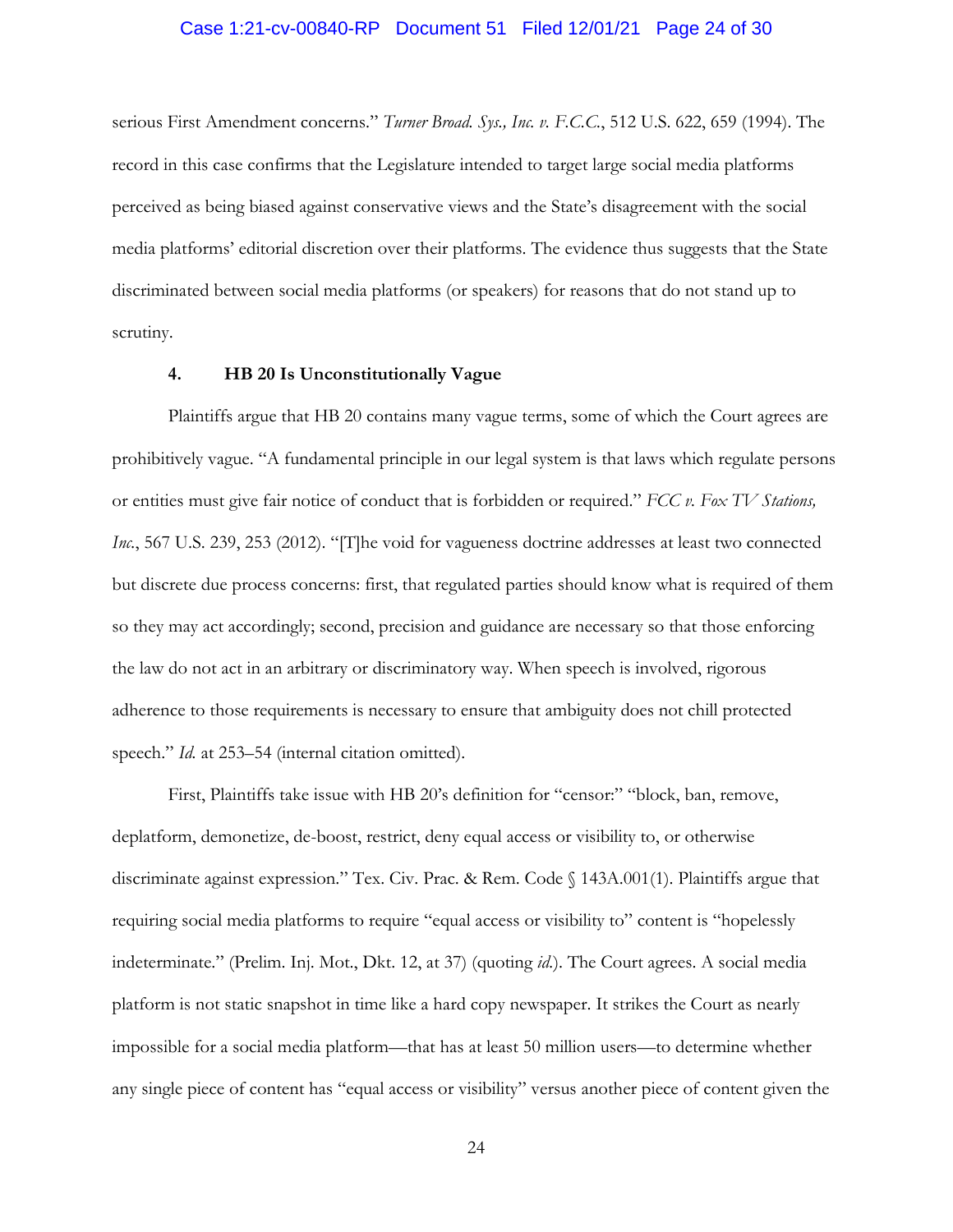serious First Amendment concerns." *Turner Broad. Sys., Inc. v. F.C.C.*, 512 U.S. 622, 659 (1994). The record in this case confirms that the Legislature intended to target large social media platforms perceived as being biased against conservative views and the State's disagreement with the social media platforms' editorial discretion over their platforms. The evidence thus suggests that the State discriminated between social media platforms (or speakers) for reasons that do not stand up to scrutiny.

#### 4. HB 20 Is Unconstitutionally Vague

Plaintiffs argue that HB 20 contains many vague terms, some of which the Court agrees are prohibitively vague. "A fundamental principle in our legal system is that laws which regulate persons or entities must give fair notice of conduct that is forbidden or required." *FCC v. Fox TV Stations, Inc.*, 567 U.S. 239, 253 (2012). "[T]he void for vagueness doctrine addresses at least two connected but discrete due process concerns: first, that regulated parties should know what is required of them so they may act accordingly; second, precision and guidance are necessary so that those enforcing the law do not act in an arbitrary or discriminatory way. When speech is involved, rigorous adherence to those requirements is necessary to ensure that ambiguity does not chill protected speech." *Id.* at 253–54 (internal citation omitted).

First, Plaintiffs take issue with HB 20's definition for "censor:" "block, ban, remove, deplatform, demonetize, de-boost, restrict, deny equal access or visibility to, or otherwise discriminate against expression." Tex. Civ. Prac. & Rem. Code § 143A.001(1). Plaintiffs argue that requiring social media platforms to require "equal access or visibility to" content is "hopelessly indeterminate." (Prelim. Inj. Mot., Dkt. 12, at 37) (quoting *id.*). The Court agrees. A social media platform is not static snapshot in time like a hard copy newspaper. It strikes the Court as nearly impossible for a social media platform—that has at least 50 million users—to determine whether any single piece of content has "equal access or visibility" versus another piece of content given the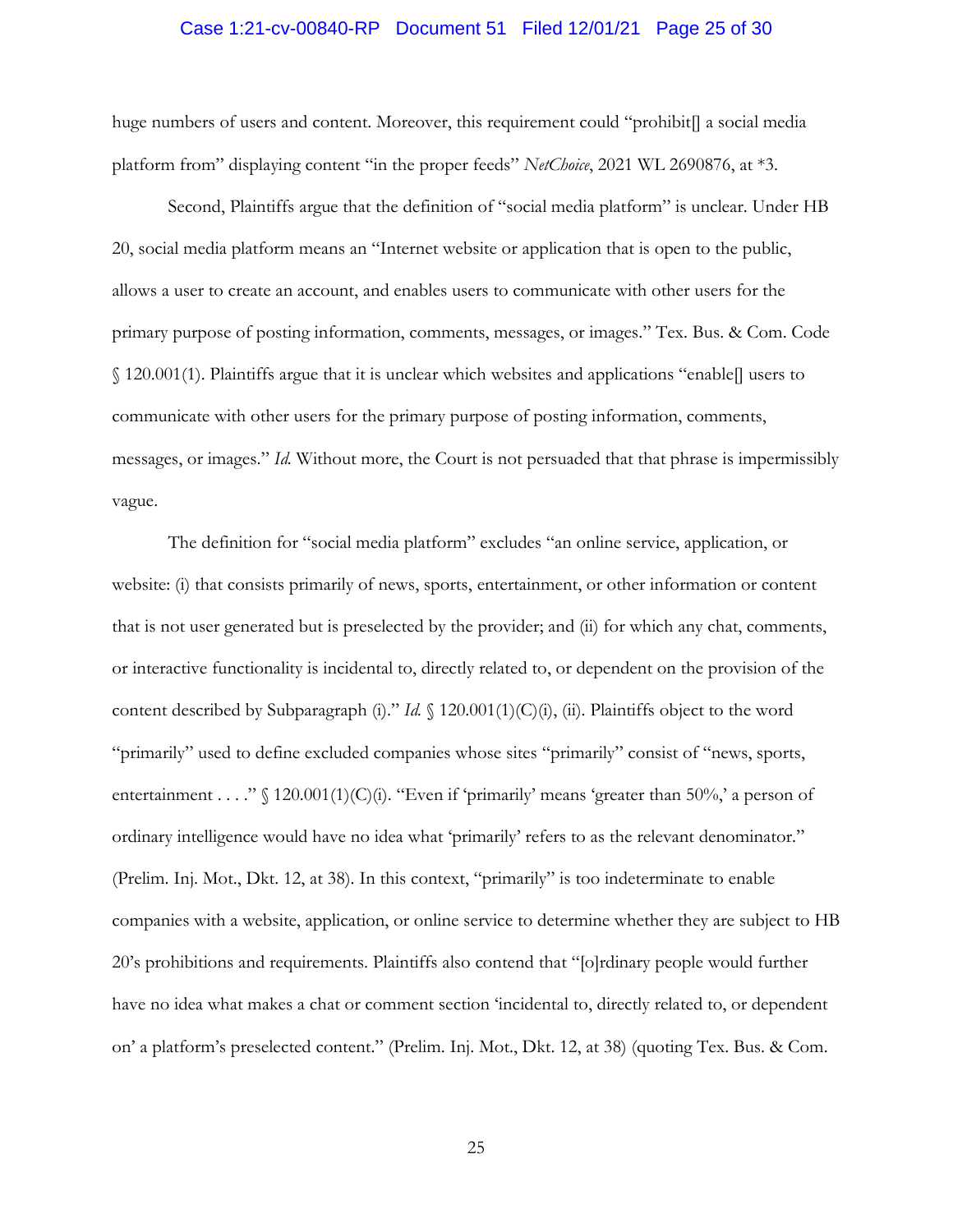huge numbers of users and content. Moreover, this requirement could "prohibit[] a social media platform from" displaying content "in the proper feeds" *NetChoice*, 2021 WL 2690876, at *3.

Second, Plaintiffs argue that the definition of "social media platform" is unclear. Under HB 20, social media platform means an "Internet website or application that is open to the public, allows a user to create an account, and enables users to communicate with other users for the primary purpose of posting information, comments, messages, or images." Tex. Bus. & Com. Code § 120.001(1). Plaintiffs argue that it is unclear which websites and applications "enable[] users to communicate with other users for the primary purpose of posting information, comments, messages, or images." *Id.* Without more, the Court is not persuaded that that phrase is impermissibly vague.

The definition for "social media platform" excludes "an online service, application, or website: (i) that consists primarily of news, sports, entertainment, or other information or content that is not user generated but is preselected by the provider; and (ii) for which any chat, comments, or interactive functionality is incidental to, directly related to, or dependent on the provision of the content described by Subparagraph (i)." *Id.* § 120.001(1)(C)(i), (ii). Plaintiffs object to the word "primarily" used to define excluded companies whose sites "primarily" consist of "news, sports, entertainment . . . ." § 120.001(1)(C)(i). "Even if 'primarily' means 'greater than 50%,' a person of ordinary intelligence would have no idea what 'primarily' refers to as the relevant denominator." (Prelim. Inj. Mot., Dkt. 12, at 38). In this context, "primarily" is too indeterminate to enable companies with a website, application, or online service to determine whether they are subject to HB 20's prohibitions and requirements. Plaintiffs also contend that "[o]rdinary people would further have no idea what makes a chat or comment section 'incidental to, directly related to, or dependent on' a platform's preselected content." (Prelim. Inj. Mot., Dkt. 12, at 38) (quoting Tex. Bus. & Com.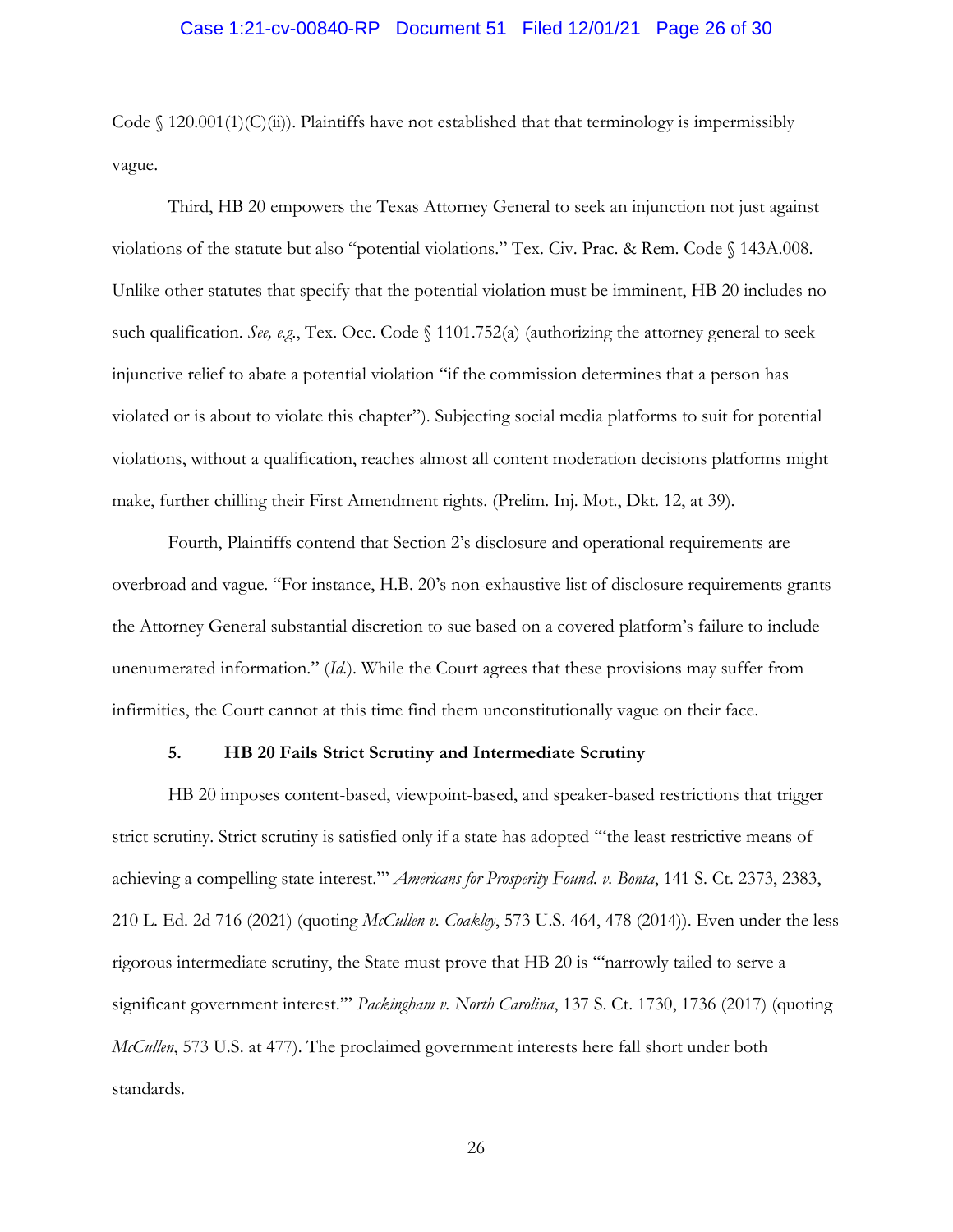Code § 120.001(1)(C)(ii)). Plaintiffs have not established that that terminology is impermissibly vague.

Third, HB 20 empowers the Texas Attorney General to seek an injunction not just against violations of the statute but also "potential violations." Tex. Civ. Prac. & Rem. Code § 143A.008. Unlike other statutes that specify that the potential violation must be imminent, HB 20 includes no such qualification. *See, e.g.*, Tex. Occ. Code § 1101.752(a) (authorizing the attorney general to seek injunctive relief to abate a potential violation "if the commission determines that a person has violated or is about to violate this chapter"). Subjecting social media platforms to suit for potential violations, without a qualification, reaches almost all content moderation decisions platforms might make, further chilling their First Amendment rights. (Prelim. Inj. Mot., Dkt. 12, at 39).

Fourth, Plaintiffs contend that Section 2's disclosure and operational requirements are overbroad and vague. "For instance, H.B. 20's non-exhaustive list of disclosure requirements grants the Attorney General substantial discretion to sue based on a covered platform's failure to include unenumerated information." (*Id.*). While the Court agrees that these provisions may suffer from infirmities, the Court cannot at this time find them unconstitutionally vague on their face.

### 5. HB 20 Fails Strict Scrutiny and Intermediate Scrutiny

HB 20 imposes content-based, viewpoint-based, and speaker-based restrictions that trigger strict scrutiny. Strict scrutiny is satisfied only if a state has adopted "'the least restrictive means of achieving a compelling state interest.'" *Americans for Prosperity Found. v. Bonta*, 141 S. Ct. 2373, 2383, 210 L. Ed. 2d 716 (2021) (quoting *McCullen v. Coakley*, 573 U.S. 464, 478 (2014)). Even under the less rigorous intermediate scrutiny, the State must prove that HB 20 is "'narrowly tailed to serve a significant government interest.'" *Packingham v. North Carolina*, 137 S. Ct. 1730, 1736 (2017) (quoting *McCullen*, 573 U.S. at 477). The proclaimed government interests here fall short under both standards.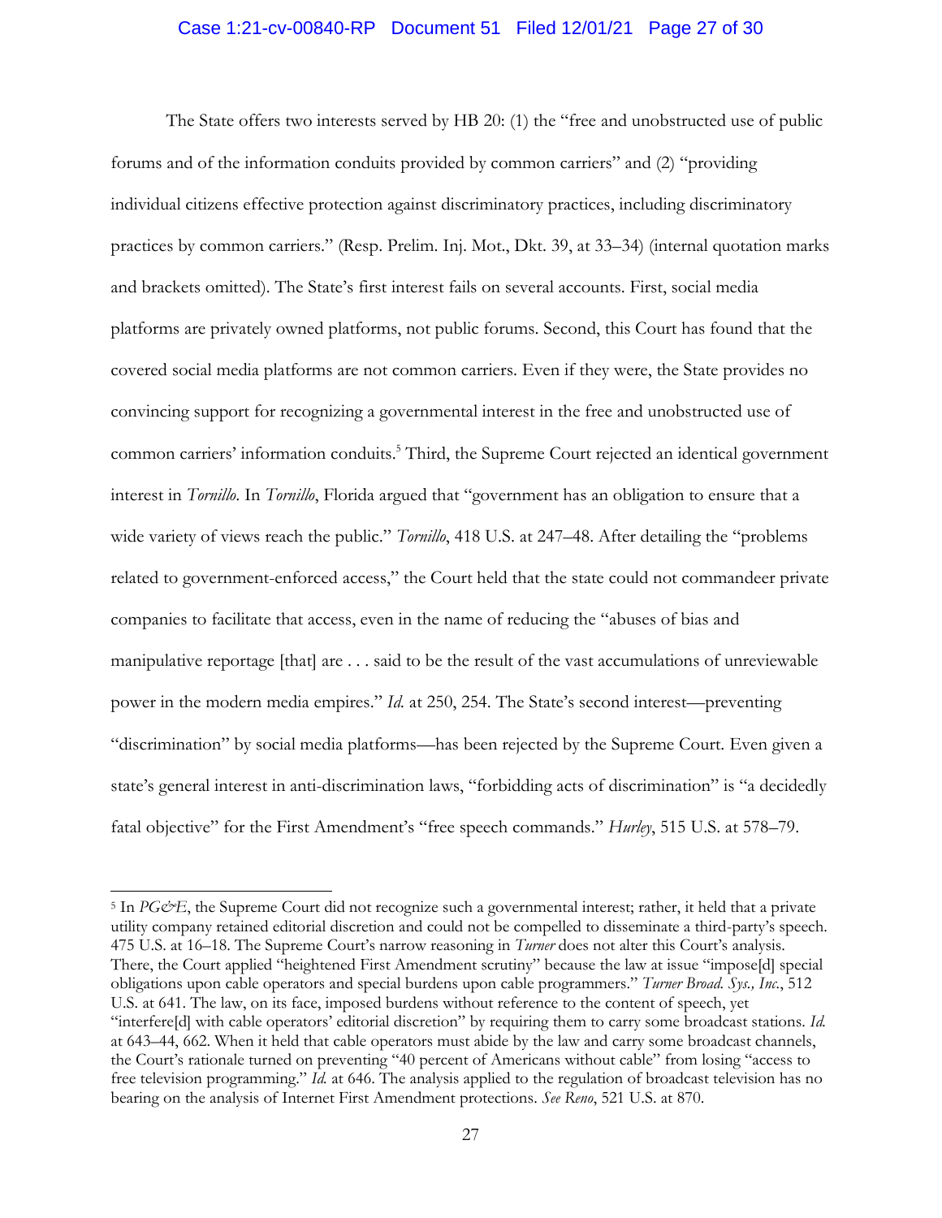The State offers two interests served by HB 20: (1) the "free and unobstructed use of public forums and of the information conduits provided by common carriers" and (2) "providing individual citizens effective protection against discriminatory practices, including discriminatory practices by common carriers." (Resp. Prelim. Inj. Mot., Dkt. 39, at 33–34) (internal quotation marks and brackets omitted). The State's first interest fails on several accounts. First, social media platforms are privately owned platforms, not public forums. Second, this Court has found that the covered social media platforms are not common carriers. Even if they were, the State provides no convincing support for recognizing a governmental interest in the free and unobstructed use of common carriers' information conduits.[5] Third, the Supreme Court rejected an identical government interest in *Tornillo*. In *Tornillo*, Florida argued that "government has an obligation to ensure that a wide variety of views reach the public." *Tornillo*, 418 U.S. at 247–48. After detailing the "problems related to government-enforced access," the Court held that the state could not commandeer private companies to facilitate that access, even in the name of reducing the "abuses of bias and manipulative reportage [that] are . . . said to be the result of the vast accumulations of unreviewable power in the modern media empires." *Id.* at 250, 254. The State's second interest—preventing "discrimination" by social media platforms—has been rejected by the Supreme Court. Even given a state's general interest in anti-discrimination laws, "forbidding acts of discrimination" is "a decidedly fatal objective" for the First Amendment's "free speech commands." *Hurley*, 515 U.S. at 578–79.

[5] In *PG&E*, the Supreme Court did not recognize such a governmental interest; rather, it held that a private utility company retained editorial discretion and could not be compelled to disseminate a third-party's speech. 475 U.S. at 16–18. The Supreme Court's narrow reasoning in *Turner* does not alter this Court's analysis. There, the Court applied "heightened First Amendment scrutiny" because the law at issue "impose[d] special obligations upon cable operators and special burdens upon cable programmers." *Turner Broad. Sys., Inc.*, 512 U.S. at 641. The law, on its face, imposed burdens without reference to the content of speech, yet "interfere[d] with cable operators' editorial discretion" by requiring them to carry some broadcast stations. *Id.* at 643–44, 662. When it held that cable operators must abide by the law and carry some broadcast channels, the Court's rationale turned on preventing "40 percent of Americans without cable" from losing "access to free television programming." *Id.* at 646. The analysis applied to the regulation of broadcast television has no bearing on the analysis of Internet First Amendment protections. *See Reno*, 521 U.S. at 870.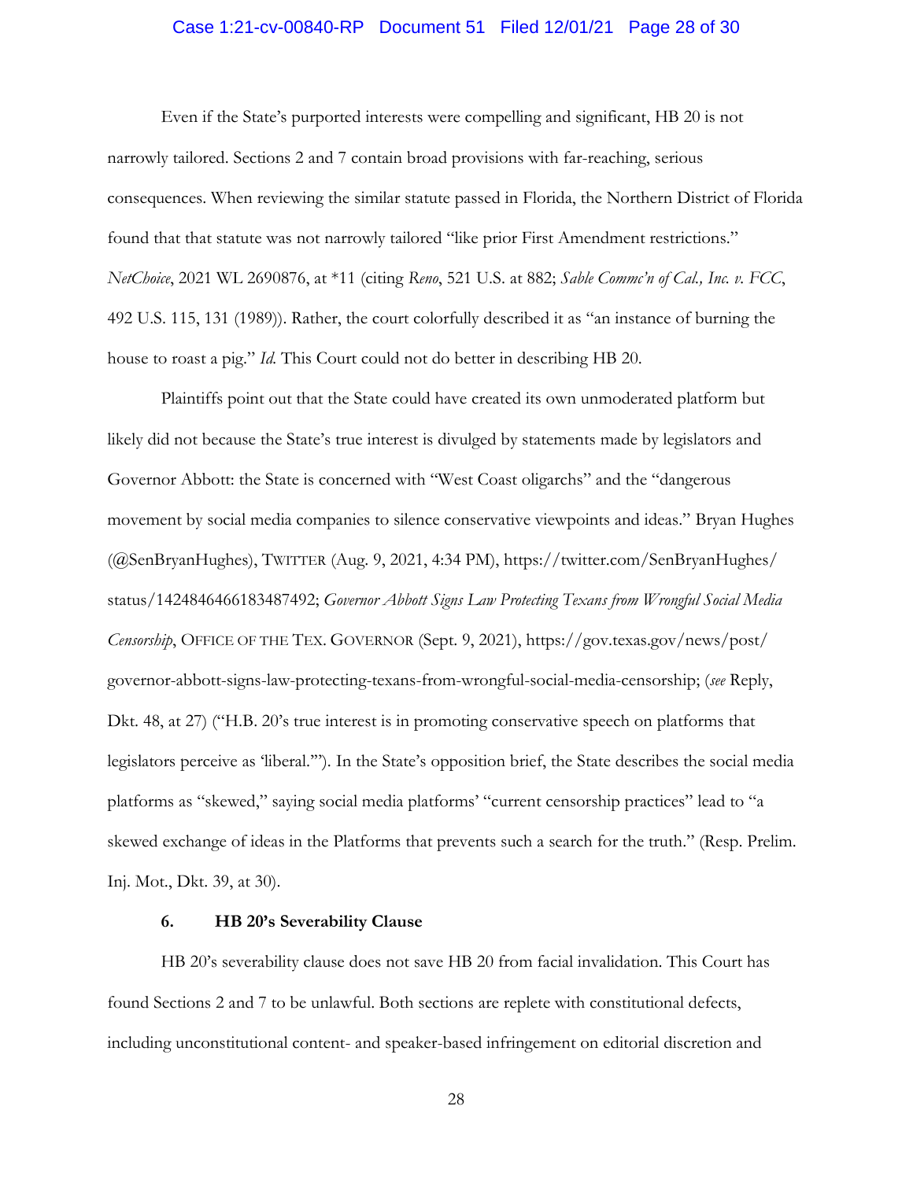Even if the State's purported interests were compelling and significant, HB 20 is not narrowly tailored. Sections 2 and 7 contain broad provisions with far-reaching, serious consequences. When reviewing the similar statute passed in Florida, the Northern District of Florida found that that statute was not narrowly tailored "like prior First Amendment restrictions." *NetChoice*, 2021 WL 2690876, at *11 (citing *Reno*, 521 U.S. at 882; *Sable Commc'n of Cal., Inc. v. FCC*, 492 U.S. 115, 131 (1989)). Rather, the court colorfully described it as "an instance of burning the house to roast a pig." *Id.* This Court could not do better in describing HB 20.

Plaintiffs point out that the State could have created its own unmoderated platform but likely did not because the State's true interest is divulged by statements made by legislators and Governor Abbott: the State is concerned with "West Coast oligarchs" and the "dangerous movement by social media companies to silence conservative viewpoints and ideas." Bryan Hughes (@SenBryanHughes), TWITTER (Aug. 9, 2021, 4:34 PM), https://twitter.com/SenBryanHughes/status/1424846466183487492; *Governor Abbott Signs Law Protecting Texans from Wrongful Social Media Censorship*, OFFICE OF THE TEX. GOVERNOR (Sept. 9, 2021), https://gov.texas.gov/news/post/governor-abbott-signs-law-protecting-texans-from-wrongful-social-media-censorship; (*see* Reply, Dkt. 48, at 27) ("H.B. 20's true interest is in promoting conservative speech on platforms that legislators perceive as 'liberal.'"). In the State's opposition brief, the State describes the social media platforms as "skewed," saying social media platforms' "current censorship practices" lead to "a skewed exchange of ideas in the Platforms that prevents such a search for the truth." (Resp. Prelim. Inj. Mot., Dkt. 39, at 30).

### 6. HB 20's Severability Clause

HB 20's severability clause does not save HB 20 from facial invalidation. This Court has found Sections 2 and 7 to be unlawful. Both sections are replete with constitutional defects, including unconstitutional content- and speaker-based infringement on editorial discretion and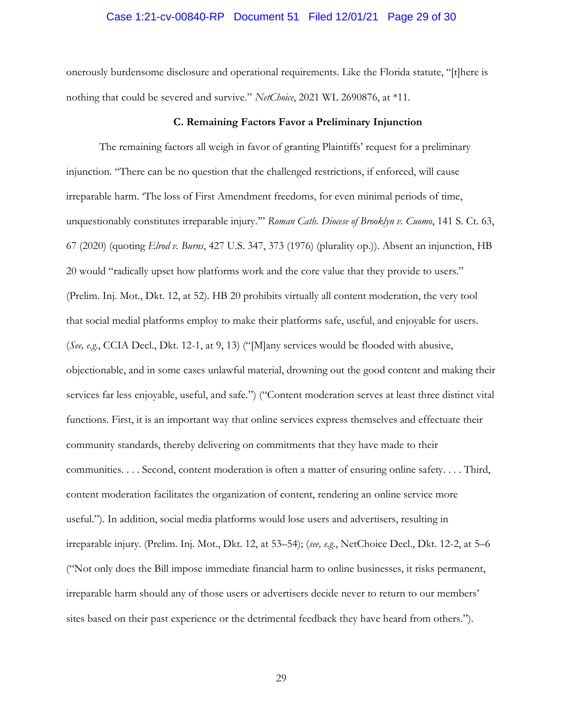onerously burdensome disclosure and operational requirements. Like the Florida statute, "[t]here is nothing that could be severed and survive." *NetChoice*, 2021 WL 2690876, at *11.

### C. Remaining Factors Favor a Preliminary Injunction

The remaining factors all weigh in favor of granting Plaintiffs' request for a preliminary injunction. "There can be no question that the challenged restrictions, if enforced, will cause irreparable harm. 'The loss of First Amendment freedoms, for even minimal periods of time, unquestionably constitutes irreparable injury.'" *Roman Cath. Diocese of Brooklyn v. Cuomo*, 141 S. Ct. 63, 67 (2020) (quoting *Elrod v. Burns*, 427 U.S. 347, 373 (1976) (plurality op.)). Absent an injunction, HB 20 would "radically upset how platforms work and the core value that they provide to users." (Prelim. Inj. Mot., Dkt. 12, at 52). HB 20 prohibits virtually all content moderation, the very tool that social medial platforms employ to make their platforms safe, useful, and enjoyable for users. (*See, e.g.*, CCIA Decl., Dkt. 12-1, at 9, 13) ("[M]any services would be flooded with abusive, objectionable, and in some cases unlawful material, drowning out the good content and making their services far less enjoyable, useful, and safe.") ("Content moderation serves at least three distinct vital functions. First, it is an important way that online services express themselves and effectuate their community standards, thereby delivering on commitments that they have made to their communities. . . . Second, content moderation is often a matter of ensuring online safety. . . . Third, content moderation facilitates the organization of content, rendering an online service more useful."). In addition, social media platforms would lose users and advertisers, resulting in irreparable injury. (Prelim. Inj. Mot., Dkt. 12, at 53–54); (*see, e.g.*, NetChoice Decl., Dkt. 12-2, at 5–6 ("Not only does the Bill impose immediate financial harm to online businesses, it risks permanent, irreparable harm should any of those users or advertisers decide never to return to our members' sites based on their past experience or the detrimental feedback they have heard from others.").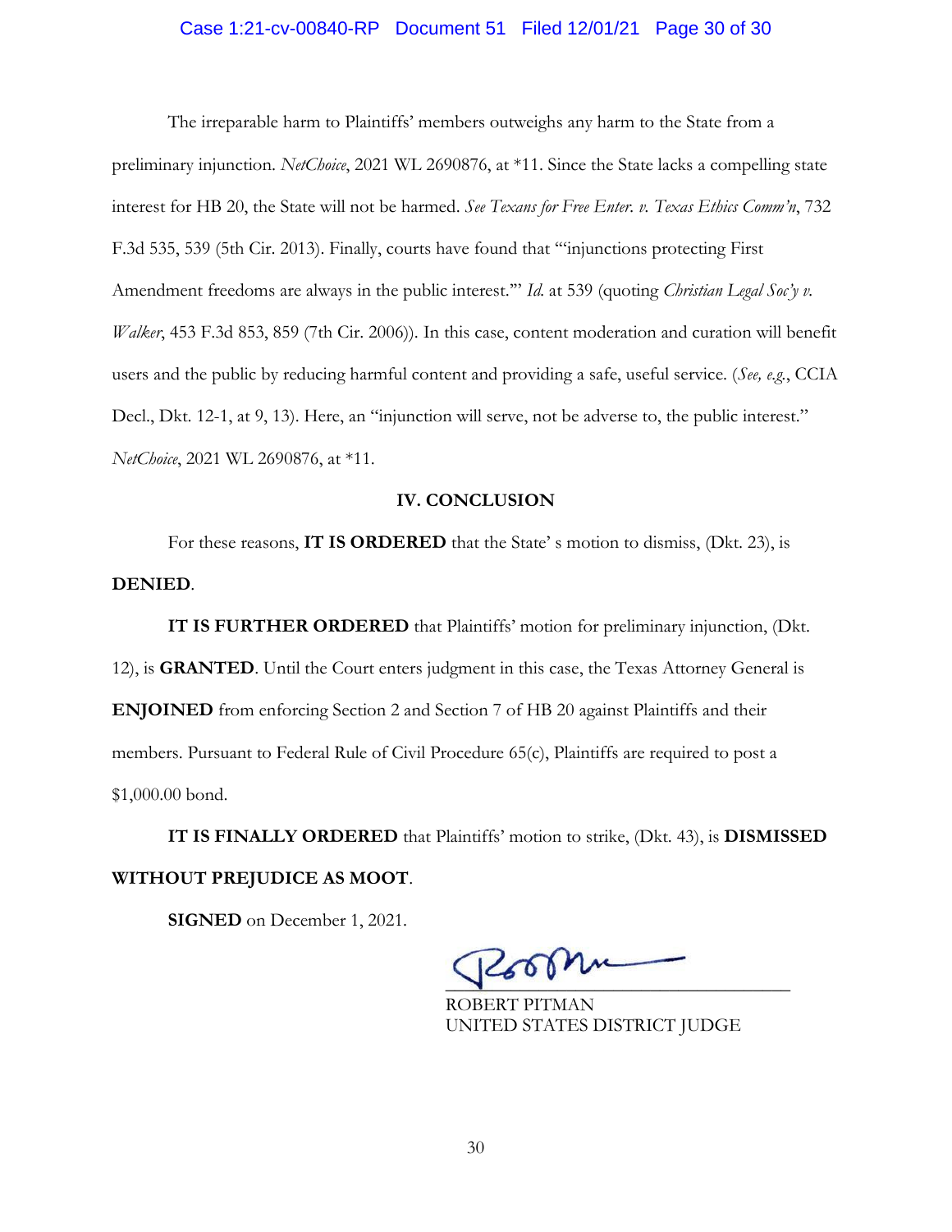The irreparable harm to Plaintiffs' members outweighs any harm to the State from a preliminary injunction. *NetChoice*, 2021 WL 2690876, at *11. Since the State lacks a compelling state interest for HB 20, the State will not be harmed. *See Texans for Free Enter. v. Texas Ethics Comm'n*, 732 F.3d 535, 539 (5th Cir. 2013). Finally, courts have found that "'injunctions protecting First Amendment freedoms are always in the public interest.'" *Id.* at 539 (quoting *Christian Legal Soc'y v. Walker*, 453 F.3d 853, 859 (7th Cir. 2006)). In this case, content moderation and curation will benefit users and the public by reducing harmful content and providing a safe, useful service. (*See, e.g.*, CCIA Decl., Dkt. 12-1, at 9, 13). Here, an "injunction will serve, not be adverse to, the public interest." *NetChoice*, 2021 WL 2690876, at *11.

## IV. CONCLUSION

For these reasons, **IT IS ORDERED** that the State' s motion to dismiss, (Dkt. 23), is **DENIED**.

**IT IS FURTHER ORDERED** that Plaintiffs' motion for preliminary injunction, (Dkt. 12), is **GRANTED**. Until the Court enters judgment in this case, the Texas Attorney General is **ENJOINED** from enforcing Section 2 and Section 7 of HB 20 against Plaintiffs and their members. Pursuant to Federal Rule of Civil Procedure 65(c), Plaintiffs are required to post a $1,000.00 bond.

**IT IS FINALLY ORDERED** that Plaintiffs' motion to strike, (Dkt. 43), is **DISMISSED WITHOUT PREJUDICE AS MOOT**.

**SIGNED** on December 1, 2021.

ROBERT PITMAN
UNITED STATES DISTRICT JUDGE